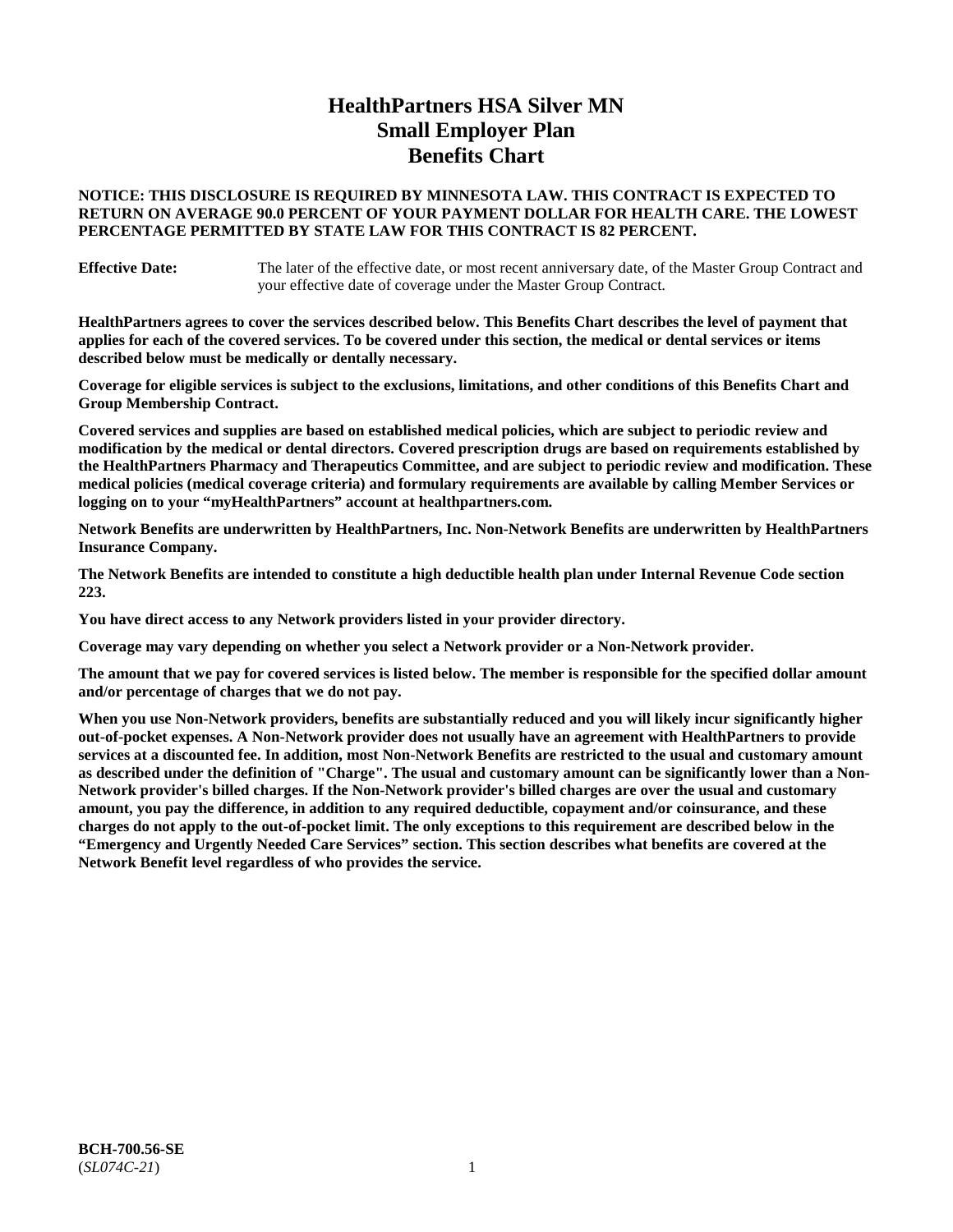# HealthPartners HSA Silver MN
# Small Employer Plan
# Benefits Chart

**NOTICE: THIS DISCLOSURE IS REQUIRED BY MINNESOTA LAW. THIS CONTRACT IS EXPECTED TO RETURN ON AVERAGE 90.0 PERCENT OF YOUR PAYMENT DOLLAR FOR HEALTH CARE. THE LOWEST PERCENTAGE PERMITTED BY STATE LAW FOR THIS CONTRACT IS 82 PERCENT.**

**Effective Date:** The later of the effective date, or most recent anniversary date, of the Master Group Contract and your effective date of coverage under the Master Group Contract.

**HealthPartners agrees to cover the services described below. This Benefits Chart describes the level of payment that applies for each of the covered services. To be covered under this section, the medical or dental services or items described below must be medically or dentally necessary.**

**Coverage for eligible services is subject to the exclusions, limitations, and other conditions of this Benefits Chart and Group Membership Contract.**

**Covered services and supplies are based on established medical policies, which are subject to periodic review and modification by the medical or dental directors. Covered prescription drugs are based on requirements established by the HealthPartners Pharmacy and Therapeutics Committee, and are subject to periodic review and modification. These medical policies (medical coverage criteria) and formulary requirements are available by calling Member Services or logging on to your "myHealthPartners" account at healthpartners.com.**

**Network Benefits are underwritten by HealthPartners, Inc. Non-Network Benefits are underwritten by HealthPartners Insurance Company.**

**The Network Benefits are intended to constitute a high deductible health plan under Internal Revenue Code section 223.**

**You have direct access to any Network providers listed in your provider directory.**

**Coverage may vary depending on whether you select a Network provider or a Non-Network provider.**

**The amount that we pay for covered services is listed below. The member is responsible for the specified dollar amount and/or percentage of charges that we do not pay.**

**When you use Non-Network providers, benefits are substantially reduced and you will likely incur significantly higher out-of-pocket expenses. A Non-Network provider does not usually have an agreement with HealthPartners to provide services at a discounted fee. In addition, most Non-Network Benefits are restricted to the usual and customary amount as described under the definition of "Charge". The usual and customary amount can be significantly lower than a Non-Network provider's billed charges. If the Non-Network provider's billed charges are over the usual and customary amount, you pay the difference, in addition to any required deductible, copayment and/or coinsurance, and these charges do not apply to the out-of-pocket limit. The only exceptions to this requirement are described below in the "Emergency and Urgently Needed Care Services" section. This section describes what benefits are covered at the Network Benefit level regardless of who provides the service.**

**BCH-700.56-SE**
(*SL074C-21*)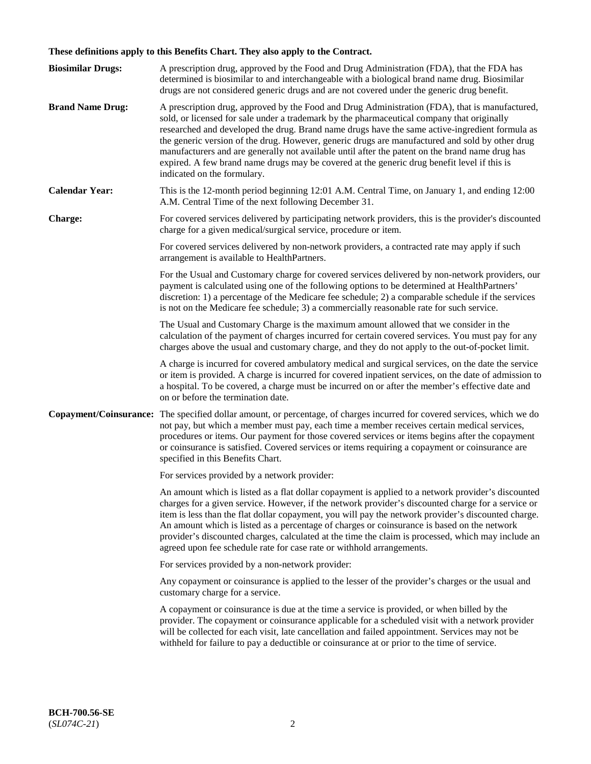**These definitions apply to this Benefits Chart. They also apply to the Contract.**

**Biosimilar Drugs:** A prescription drug, approved by the Food and Drug Administration (FDA), that the FDA has determined is biosimilar to and interchangeable with a biological brand name drug. Biosimilar drugs are not considered generic drugs and are not covered under the generic drug benefit.

**Brand Name Drug:** A prescription drug, approved by the Food and Drug Administration (FDA), that is manufactured, sold, or licensed for sale under a trademark by the pharmaceutical company that originally researched and developed the drug. Brand name drugs have the same active-ingredient formula as the generic version of the drug. However, generic drugs are manufactured and sold by other drug manufacturers and are generally not available until after the patent on the brand name drug has expired. A few brand name drugs may be covered at the generic drug benefit level if this is indicated on the formulary.

**Calendar Year:** This is the 12-month period beginning 12:01 A.M. Central Time, on January 1, and ending 12:00 A.M. Central Time of the next following December 31.

**Charge:** For covered services delivered by participating network providers, this is the provider's discounted charge for a given medical/surgical service, procedure or item.

For covered services delivered by non-network providers, a contracted rate may apply if such arrangement is available to HealthPartners.

For the Usual and Customary charge for covered services delivered by non-network providers, our payment is calculated using one of the following options to be determined at HealthPartners' discretion: 1) a percentage of the Medicare fee schedule; 2) a comparable schedule if the services is not on the Medicare fee schedule; 3) a commercially reasonable rate for such service.

The Usual and Customary Charge is the maximum amount allowed that we consider in the calculation of the payment of charges incurred for certain covered services. You must pay for any charges above the usual and customary charge, and they do not apply to the out-of-pocket limit.

A charge is incurred for covered ambulatory medical and surgical services, on the date the service or item is provided. A charge is incurred for covered inpatient services, on the date of admission to a hospital. To be covered, a charge must be incurred on or after the member's effective date and on or before the termination date.

**Copayment/Coinsurance:** The specified dollar amount, or percentage, of charges incurred for covered services, which we do not pay, but which a member must pay, each time a member receives certain medical services, procedures or items. Our payment for those covered services or items begins after the copayment or coinsurance is satisfied. Covered services or items requiring a copayment or coinsurance are specified in this Benefits Chart.

For services provided by a network provider:

An amount which is listed as a flat dollar copayment is applied to a network provider's discounted charges for a given service. However, if the network provider's discounted charge for a service or item is less than the flat dollar copayment, you will pay the network provider's discounted charge. An amount which is listed as a percentage of charges or coinsurance is based on the network provider's discounted charges, calculated at the time the claim is processed, which may include an agreed upon fee schedule rate for case rate or withhold arrangements.

For services provided by a non-network provider:

Any copayment or coinsurance is applied to the lesser of the provider's charges or the usual and customary charge for a service.

A copayment or coinsurance is due at the time a service is provided, or when billed by the provider. The copayment or coinsurance applicable for a scheduled visit with a network provider will be collected for each visit, late cancellation and failed appointment. Services may not be withheld for failure to pay a deductible or coinsurance at or prior to the time of service.

**BCH-700.56-SE**
(*SL074C-21*)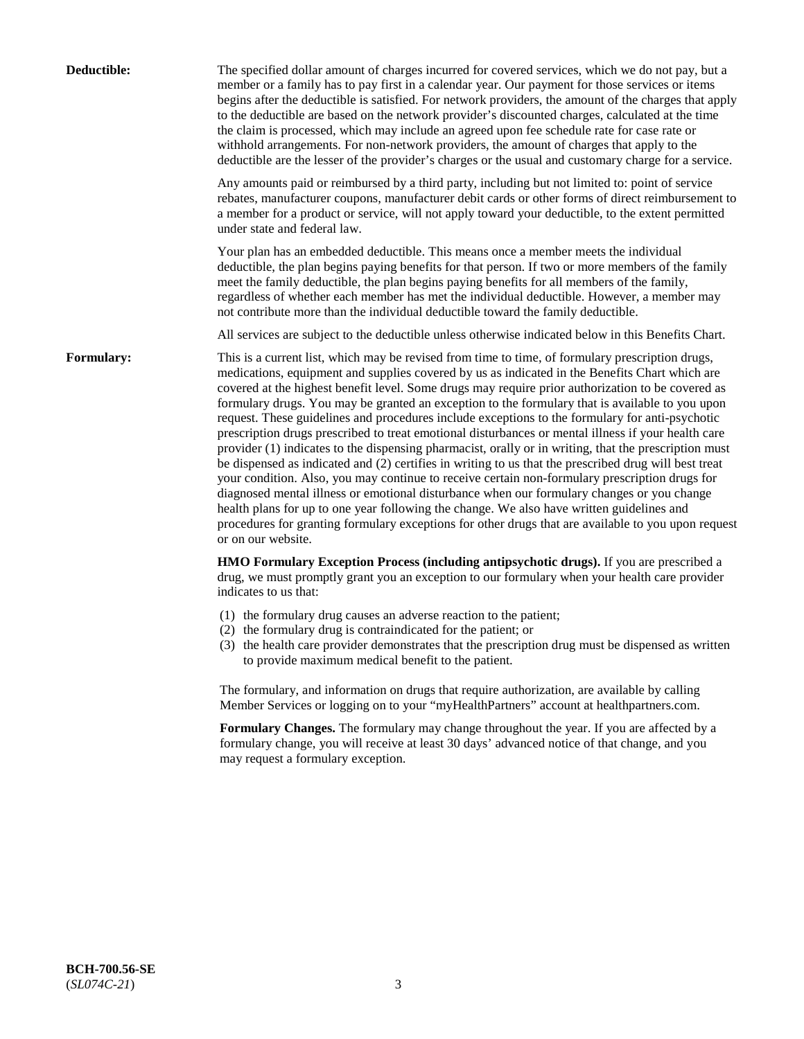**Deductible:** The specified dollar amount of charges incurred for covered services, which we do not pay, but a member or a family has to pay first in a calendar year. Our payment for those services or items begins after the deductible is satisfied. For network providers, the amount of the charges that apply to the deductible are based on the network provider's discounted charges, calculated at the time the claim is processed, which may include an agreed upon fee schedule rate for case rate or withhold arrangements. For non-network providers, the amount of charges that apply to the deductible are the lesser of the provider's charges or the usual and customary charge for a service.

Any amounts paid or reimbursed by a third party, including but not limited to: point of service rebates, manufacturer coupons, manufacturer debit cards or other forms of direct reimbursement to a member for a product or service, will not apply toward your deductible, to the extent permitted under state and federal law.

Your plan has an embedded deductible. This means once a member meets the individual deductible, the plan begins paying benefits for that person. If two or more members of the family meet the family deductible, the plan begins paying benefits for all members of the family, regardless of whether each member has met the individual deductible. However, a member may not contribute more than the individual deductible toward the family deductible.

All services are subject to the deductible unless otherwise indicated below in this Benefits Chart.

**Formulary:** This is a current list, which may be revised from time to time, of formulary prescription drugs, medications, equipment and supplies covered by us as indicated in the Benefits Chart which are covered at the highest benefit level. Some drugs may require prior authorization to be covered as formulary drugs. You may be granted an exception to the formulary that is available to you upon request. These guidelines and procedures include exceptions to the formulary for anti-psychotic prescription drugs prescribed to treat emotional disturbances or mental illness if your health care provider (1) indicates to the dispensing pharmacist, orally or in writing, that the prescription must be dispensed as indicated and (2) certifies in writing to us that the prescribed drug will best treat your condition. Also, you may continue to receive certain non-formulary prescription drugs for diagnosed mental illness or emotional disturbance when our formulary changes or you change health plans for up to one year following the change. We also have written guidelines and procedures for granting formulary exceptions for other drugs that are available to you upon request or on our website.

**HMO Formulary Exception Process (including antipsychotic drugs).** If you are prescribed a drug, we must promptly grant you an exception to our formulary when your health care provider indicates to us that:

(1) the formulary drug causes an adverse reaction to the patient;
(2) the formulary drug is contraindicated for the patient; or
(3) the health care provider demonstrates that the prescription drug must be dispensed as written to provide maximum medical benefit to the patient.

The formulary, and information on drugs that require authorization, are available by calling Member Services or logging on to your "myHealthPartners" account at healthpartners.com.

**Formulary Changes.** The formulary may change throughout the year. If you are affected by a formulary change, you will receive at least 30 days' advanced notice of that change, and you may request a formulary exception.

**BCH-700.56-SE**
(*SL074C-21*)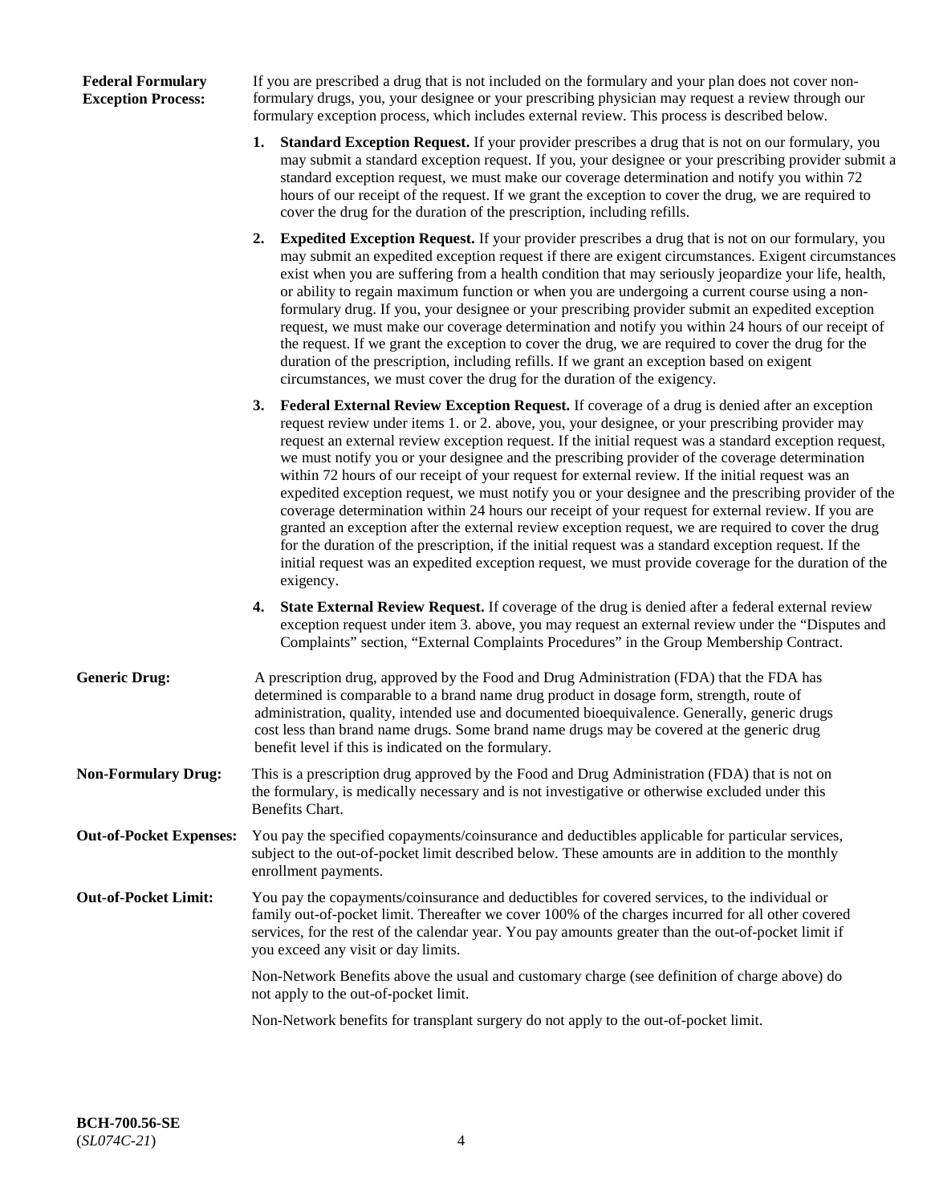**Federal Formulary Exception Process:** If you are prescribed a drug that is not included on the formulary and your plan does not cover non-formulary drugs, you, your designee or your prescribing physician may request a review through our formulary exception process, which includes external review. This process is described below.

1. **Standard Exception Request.** If your provider prescribes a drug that is not on our formulary, you may submit a standard exception request. If you, your designee or your prescribing provider submit a standard exception request, we must make our coverage determination and notify you within 72 hours of our receipt of the request. If we grant the exception to cover the drug, we are required to cover the drug for the duration of the prescription, including refills.
2. **Expedited Exception Request.** If your provider prescribes a drug that is not on our formulary, you may submit an expedited exception request if there are exigent circumstances. Exigent circumstances exist when you are suffering from a health condition that may seriously jeopardize your life, health, or ability to regain maximum function or when you are undergoing a current course using a non-formulary drug. If you, your designee or your prescribing provider submit an expedited exception request, we must make our coverage determination and notify you within 24 hours of our receipt of the request. If we grant the exception to cover the drug, we are required to cover the drug for the duration of the prescription, including refills. If we grant an exception based on exigent circumstances, we must cover the drug for the duration of the exigency.
3. **Federal External Review Exception Request.** If coverage of a drug is denied after an exception request review under items 1. or 2. above, you, your designee, or your prescribing provider may request an external review exception request. If the initial request was a standard exception request, we must notify you or your designee and the prescribing provider of the coverage determination within 72 hours of our receipt of your request for external review. If the initial request was an expedited exception request, we must notify you or your designee and the prescribing provider of the coverage determination within 24 hours our receipt of your request for external review. If you are granted an exception after the external review exception request, we are required to cover the drug for the duration of the prescription, if the initial request was a standard exception request. If the initial request was an expedited exception request, we must provide coverage for the duration of the exigency.
4. **State External Review Request.** If coverage of the drug is denied after a federal external review exception request under item 3. above, you may request an external review under the "Disputes and Complaints" section, "External Complaints Procedures" in the Group Membership Contract.

**Generic Drug:** A prescription drug, approved by the Food and Drug Administration (FDA) that the FDA has determined is comparable to a brand name drug product in dosage form, strength, route of administration, quality, intended use and documented bioequivalence. Generally, generic drugs cost less than brand name drugs. Some brand name drugs may be covered at the generic drug benefit level if this is indicated on the formulary.

**Non-Formulary Drug:** This is a prescription drug approved by the Food and Drug Administration (FDA) that is not on the formulary, is medically necessary and is not investigative or otherwise excluded under this Benefits Chart.

**Out-of-Pocket Expenses:** You pay the specified copayments/coinsurance and deductibles applicable for particular services, subject to the out-of-pocket limit described below. These amounts are in addition to the monthly enrollment payments.

**Out-of-Pocket Limit:** You pay the copayments/coinsurance and deductibles for covered services, to the individual or family out-of-pocket limit. Thereafter we cover 100% of the charges incurred for all other covered services, for the rest of the calendar year. You pay amounts greater than the out-of-pocket limit if you exceed any visit or day limits.

Non-Network Benefits above the usual and customary charge (see definition of charge above) do not apply to the out-of-pocket limit.

Non-Network benefits for transplant surgery do not apply to the out-of-pocket limit.

**BCH-700.56-SE**
(*SL074C-21*)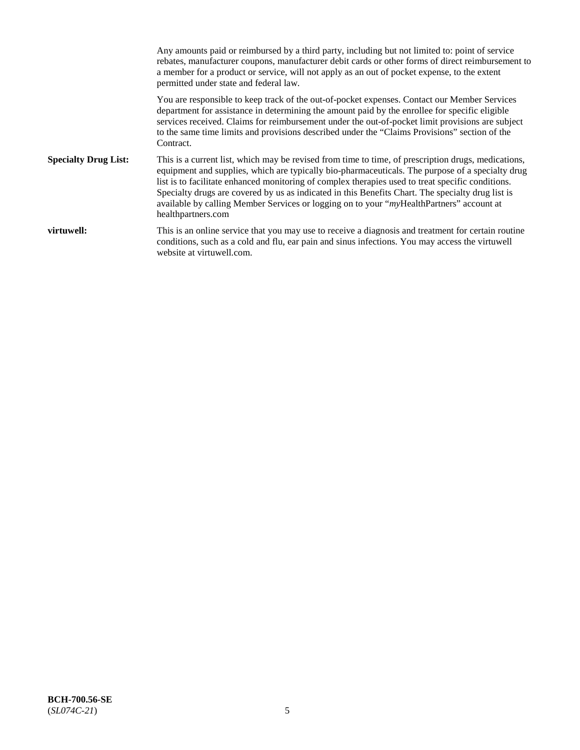Any amounts paid or reimbursed by a third party, including but not limited to: point of service rebates, manufacturer coupons, manufacturer debit cards or other forms of direct reimbursement to a member for a product or service, will not apply as an out of pocket expense, to the extent permitted under state and federal law.

You are responsible to keep track of the out-of-pocket expenses. Contact our Member Services department for assistance in determining the amount paid by the enrollee for specific eligible services received. Claims for reimbursement under the out-of-pocket limit provisions are subject to the same time limits and provisions described under the "Claims Provisions" section of the Contract.

**Specialty Drug List:** This is a current list, which may be revised from time to time, of prescription drugs, medications, equipment and supplies, which are typically bio-pharmaceuticals. The purpose of a specialty drug list is to facilitate enhanced monitoring of complex therapies used to treat specific conditions. Specialty drugs are covered by us as indicated in this Benefits Chart. The specialty drug list is available by calling Member Services or logging on to your "*my*HealthPartners" account at healthpartners.com

**virtuwell:** This is an online service that you may use to receive a diagnosis and treatment for certain routine conditions, such as a cold and flu, ear pain and sinus infections. You may access the virtuwell website at virtuwell.com.

**BCH-700.56-SE**
(*SL074C-21*)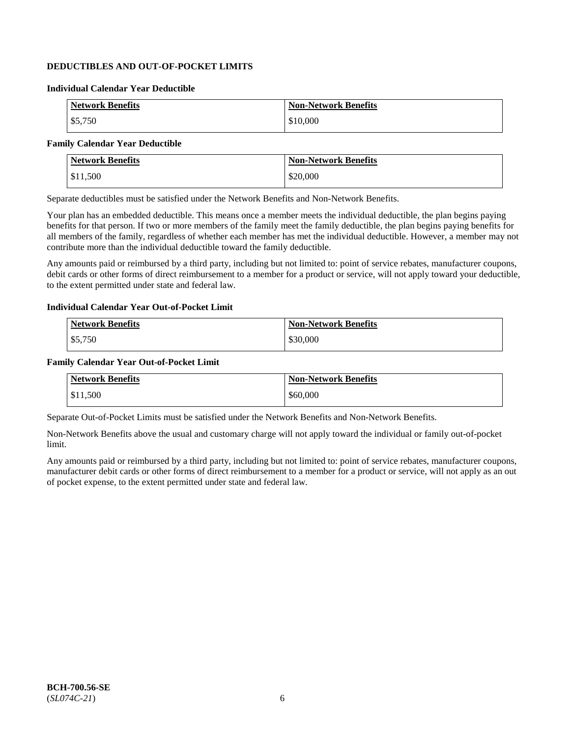**DEDUCTIBLES AND OUT-OF-POCKET LIMITS**

**Individual Calendar Year Deductible**

| Network Benefits | Non-Network Benefits |
| --- | --- |
| $5,750 | $10,000 |

**Family Calendar Year Deductible**

| Network Benefits | Non-Network Benefits |
| --- | --- |
| $11,500 | $20,000 |

Separate deductibles must be satisfied under the Network Benefits and Non-Network Benefits.

Your plan has an embedded deductible. This means once a member meets the individual deductible, the plan begins paying benefits for that person. If two or more members of the family meet the family deductible, the plan begins paying benefits for all members of the family, regardless of whether each member has met the individual deductible. However, a member may not contribute more than the individual deductible toward the family deductible.

Any amounts paid or reimbursed by a third party, including but not limited to: point of service rebates, manufacturer coupons, debit cards or other forms of direct reimbursement to a member for a product or service, will not apply toward your deductible, to the extent permitted under state and federal law.

**Individual Calendar Year Out-of-Pocket Limit**

| Network Benefits | Non-Network Benefits |
| --- | --- |
| $5,750 | $30,000 |

**Family Calendar Year Out-of-Pocket Limit**

| Network Benefits | Non-Network Benefits |
| --- | --- |
| $11,500 | $60,000 |

Separate Out-of-Pocket Limits must be satisfied under the Network Benefits and Non-Network Benefits.

Non-Network Benefits above the usual and customary charge will not apply toward the individual or family out-of-pocket limit.

Any amounts paid or reimbursed by a third party, including but not limited to: point of service rebates, manufacturer coupons, manufacturer debit cards or other forms of direct reimbursement to a member for a product or service, will not apply as an out of pocket expense, to the extent permitted under state and federal law.

**BCH-700.56-SE**
(*SL074C-21*)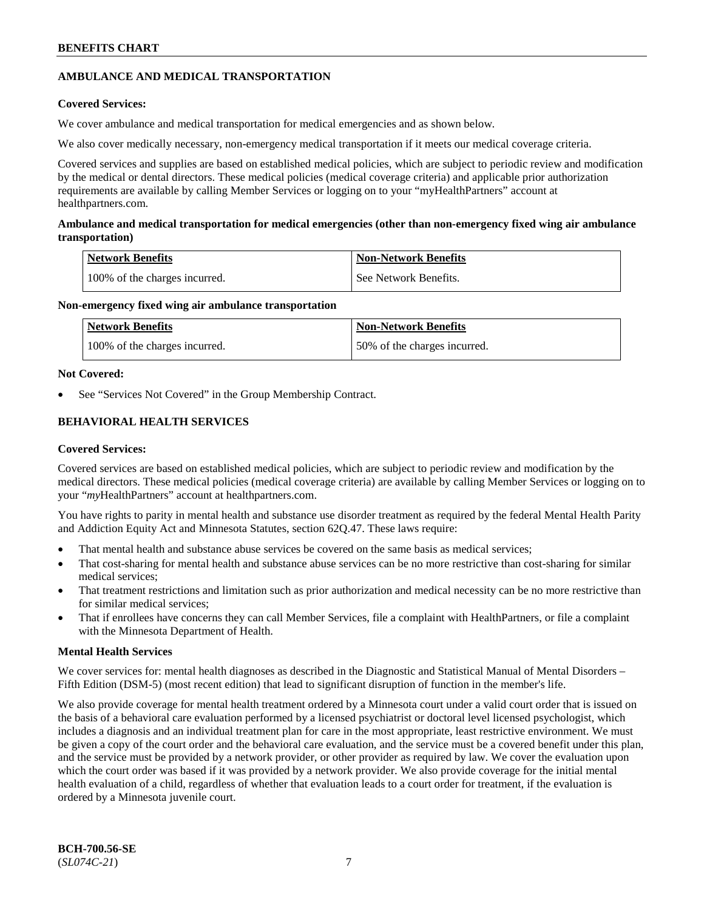## AMBULANCE AND MEDICAL TRANSPORTATION

**Covered Services:**

We cover ambulance and medical transportation for medical emergencies and as shown below.

We also cover medically necessary, non-emergency medical transportation if it meets our medical coverage criteria.

Covered services and supplies are based on established medical policies, which are subject to periodic review and modification by the medical or dental directors. These medical policies (medical coverage criteria) and applicable prior authorization requirements are available by calling Member Services or logging on to your "myHealthPartners" account at healthpartners.com.

**Ambulance and medical transportation for medical emergencies (other than non-emergency fixed wing air ambulance transportation)**

| Network Benefits | Non-Network Benefits |
|---|---|
| 100% of the charges incurred. | See Network Benefits. |

**Non-emergency fixed wing air ambulance transportation**

| Network Benefits | Non-Network Benefits |
|---|---|
| 100% of the charges incurred. | 50% of the charges incurred. |

**Not Covered:**

- See "Services Not Covered" in the Group Membership Contract.

## BEHAVIORAL HEALTH SERVICES

**Covered Services:**

Covered services are based on established medical policies, which are subject to periodic review and modification by the medical directors. These medical policies (medical coverage criteria) are available by calling Member Services or logging on to your "*my*HealthPartners" account at healthpartners.com.

You have rights to parity in mental health and substance use disorder treatment as required by the federal Mental Health Parity and Addiction Equity Act and Minnesota Statutes, section 62Q.47. These laws require:

- That mental health and substance abuse services be covered on the same basis as medical services;
- That cost-sharing for mental health and substance abuse services can be no more restrictive than cost-sharing for similar medical services;
- That treatment restrictions and limitation such as prior authorization and medical necessity can be no more restrictive than for similar medical services;
- That if enrollees have concerns they can call Member Services, file a complaint with HealthPartners, or file a complaint with the Minnesota Department of Health.

**Mental Health Services**

We cover services for: mental health diagnoses as described in the Diagnostic and Statistical Manual of Mental Disorders – Fifth Edition (DSM-5) (most recent edition) that lead to significant disruption of function in the member's life.

We also provide coverage for mental health treatment ordered by a Minnesota court under a valid court order that is issued on the basis of a behavioral care evaluation performed by a licensed psychiatrist or doctoral level licensed psychologist, which includes a diagnosis and an individual treatment plan for care in the most appropriate, least restrictive environment. We must be given a copy of the court order and the behavioral care evaluation, and the service must be a covered benefit under this plan, and the service must be provided by a network provider, or other provider as required by law. We cover the evaluation upon which the court order was based if it was provided by a network provider. We also provide coverage for the initial mental health evaluation of a child, regardless of whether that evaluation leads to a court order for treatment, if the evaluation is ordered by a Minnesota juvenile court.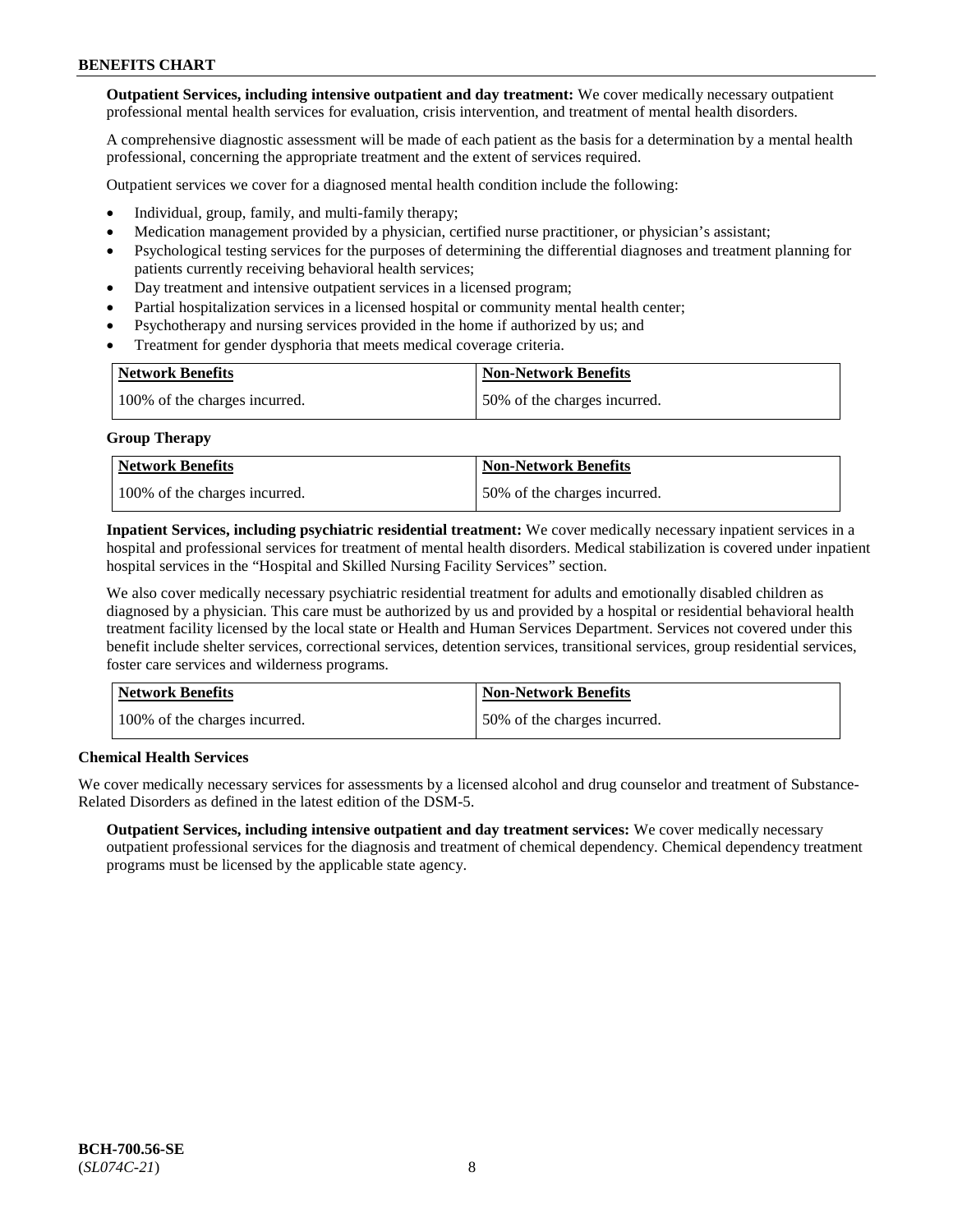**Outpatient Services, including intensive outpatient and day treatment:** We cover medically necessary outpatient professional mental health services for evaluation, crisis intervention, and treatment of mental health disorders.

A comprehensive diagnostic assessment will be made of each patient as the basis for a determination by a mental health professional, concerning the appropriate treatment and the extent of services required.

Outpatient services we cover for a diagnosed mental health condition include the following:

- Individual, group, family, and multi-family therapy;
- Medication management provided by a physician, certified nurse practitioner, or physician's assistant;
- Psychological testing services for the purposes of determining the differential diagnoses and treatment planning for patients currently receiving behavioral health services;
- Day treatment and intensive outpatient services in a licensed program;
- Partial hospitalization services in a licensed hospital or community mental health center;
- Psychotherapy and nursing services provided in the home if authorized by us; and
- Treatment for gender dysphoria that meets medical coverage criteria.

| Network Benefits | Non-Network Benefits |
| --- | --- |
| 100% of the charges incurred. | 50% of the charges incurred. |

**Group Therapy**

| Network Benefits | Non-Network Benefits |
| --- | --- |
| 100% of the charges incurred. | 50% of the charges incurred. |

**Inpatient Services, including psychiatric residential treatment:** We cover medically necessary inpatient services in a hospital and professional services for treatment of mental health disorders. Medical stabilization is covered under inpatient hospital services in the "Hospital and Skilled Nursing Facility Services" section.

We also cover medically necessary psychiatric residential treatment for adults and emotionally disabled children as diagnosed by a physician. This care must be authorized by us and provided by a hospital or residential behavioral health treatment facility licensed by the local state or Health and Human Services Department. Services not covered under this benefit include shelter services, correctional services, detention services, transitional services, group residential services, foster care services and wilderness programs.

| Network Benefits | Non-Network Benefits |
| --- | --- |
| 100% of the charges incurred. | 50% of the charges incurred. |

**Chemical Health Services**

We cover medically necessary services for assessments by a licensed alcohol and drug counselor and treatment of Substance-Related Disorders as defined in the latest edition of the DSM-5.

**Outpatient Services, including intensive outpatient and day treatment services:** We cover medically necessary outpatient professional services for the diagnosis and treatment of chemical dependency. Chemical dependency treatment programs must be licensed by the applicable state agency.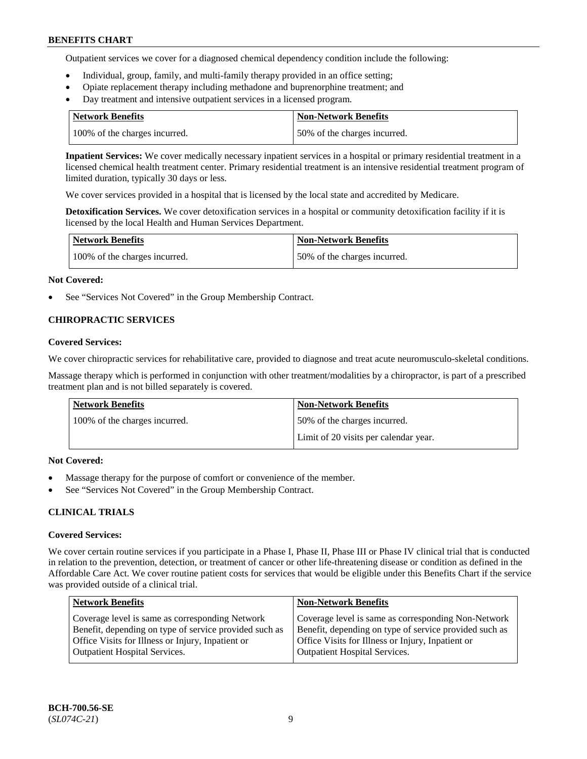Outpatient services we cover for a diagnosed chemical dependency condition include the following:

- Individual, group, family, and multi-family therapy provided in an office setting;
- Opiate replacement therapy including methadone and buprenorphine treatment; and
- Day treatment and intensive outpatient services in a licensed program.

| Network Benefits | Non-Network Benefits |
| --- | --- |
| 100% of the charges incurred. | 50% of the charges incurred. |

**Inpatient Services:** We cover medically necessary inpatient services in a hospital or primary residential treatment in a licensed chemical health treatment center. Primary residential treatment is an intensive residential treatment program of limited duration, typically 30 days or less.

We cover services provided in a hospital that is licensed by the local state and accredited by Medicare.

**Detoxification Services.** We cover detoxification services in a hospital or community detoxification facility if it is licensed by the local Health and Human Services Department.

| Network Benefits | Non-Network Benefits |
| --- | --- |
| 100% of the charges incurred. | 50% of the charges incurred. |

**Not Covered:**

- See "Services Not Covered" in the Group Membership Contract.

### CHIROPRACTIC SERVICES

**Covered Services:**

We cover chiropractic services for rehabilitative care, provided to diagnose and treat acute neuromusculo-skeletal conditions.

Massage therapy which is performed in conjunction with other treatment/modalities by a chiropractor, is part of a prescribed treatment plan and is not billed separately is covered.

| Network Benefits | Non-Network Benefits |
| --- | --- |
| 100% of the charges incurred. | 50% of the charges incurred.<br>Limit of 20 visits per calendar year. |

**Not Covered:**

- Massage therapy for the purpose of comfort or convenience of the member.
- See "Services Not Covered" in the Group Membership Contract.

### CLINICAL TRIALS

**Covered Services:**

We cover certain routine services if you participate in a Phase I, Phase II, Phase III or Phase IV clinical trial that is conducted in relation to the prevention, detection, or treatment of cancer or other life-threatening disease or condition as defined in the Affordable Care Act. We cover routine patient costs for services that would be eligible under this Benefits Chart if the service was provided outside of a clinical trial.

| Network Benefits | Non-Network Benefits |
| --- | --- |
| Coverage level is same as corresponding Network Benefit, depending on type of service provided such as Office Visits for Illness or Injury, Inpatient or Outpatient Hospital Services. | Coverage level is same as corresponding Non-Network Benefit, depending on type of service provided such as Office Visits for Illness or Injury, Inpatient or Outpatient Hospital Services. |

**BCH-700.56-SE**
(*SL074C-21*)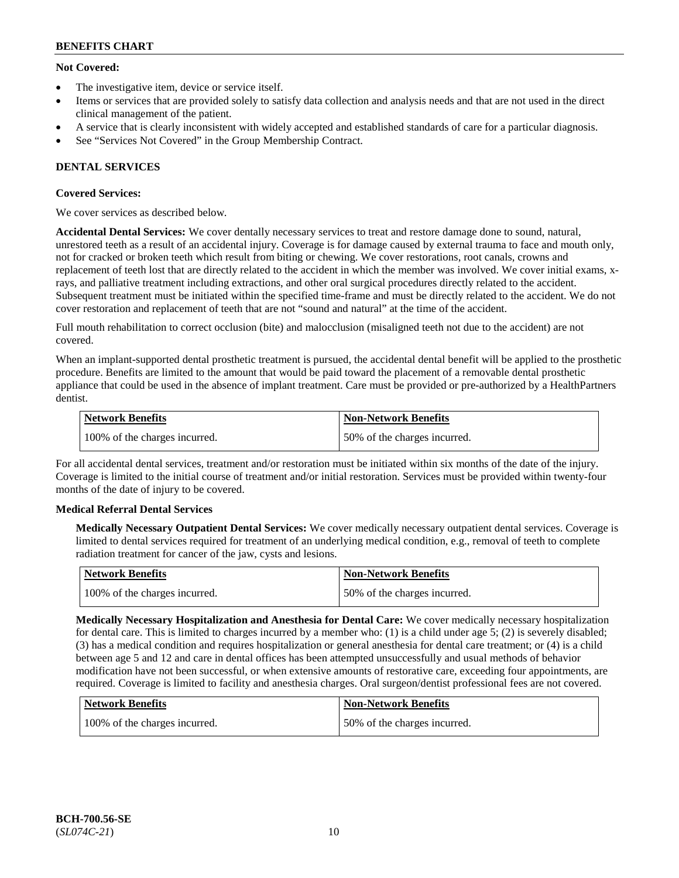**Not Covered:**

- The investigative item, device or service itself.
- Items or services that are provided solely to satisfy data collection and analysis needs and that are not used in the direct clinical management of the patient.
- A service that is clearly inconsistent with widely accepted and established standards of care for a particular diagnosis.
- See "Services Not Covered" in the Group Membership Contract.

## DENTAL SERVICES

**Covered Services:**

We cover services as described below.

**Accidental Dental Services:** We cover dentally necessary services to treat and restore damage done to sound, natural, unrestored teeth as a result of an accidental injury. Coverage is for damage caused by external trauma to face and mouth only, not for cracked or broken teeth which result from biting or chewing. We cover restorations, root canals, crowns and replacement of teeth lost that are directly related to the accident in which the member was involved. We cover initial exams, x-rays, and palliative treatment including extractions, and other oral surgical procedures directly related to the accident. Subsequent treatment must be initiated within the specified time-frame and must be directly related to the accident. We do not cover restoration and replacement of teeth that are not "sound and natural" at the time of the accident.

Full mouth rehabilitation to correct occlusion (bite) and malocclusion (misaligned teeth not due to the accident) are not covered.

When an implant-supported dental prosthetic treatment is pursued, the accidental dental benefit will be applied to the prosthetic procedure. Benefits are limited to the amount that would be paid toward the placement of a removable dental prosthetic appliance that could be used in the absence of implant treatment. Care must be provided or pre-authorized by a HealthPartners dentist.

| Network Benefits | Non-Network Benefits |
|---|---|
| 100% of the charges incurred. | 50% of the charges incurred. |

For all accidental dental services, treatment and/or restoration must be initiated within six months of the date of the injury. Coverage is limited to the initial course of treatment and/or initial restoration. Services must be provided within twenty-four months of the date of injury to be covered.

**Medical Referral Dental Services**

**Medically Necessary Outpatient Dental Services:** We cover medically necessary outpatient dental services. Coverage is limited to dental services required for treatment of an underlying medical condition, e.g., removal of teeth to complete radiation treatment for cancer of the jaw, cysts and lesions.

| Network Benefits | Non-Network Benefits |
|---|---|
| 100% of the charges incurred. | 50% of the charges incurred. |

**Medically Necessary Hospitalization and Anesthesia for Dental Care:** We cover medically necessary hospitalization for dental care. This is limited to charges incurred by a member who: (1) is a child under age 5; (2) is severely disabled; (3) has a medical condition and requires hospitalization or general anesthesia for dental care treatment; or (4) is a child between age 5 and 12 and care in dental offices has been attempted unsuccessfully and usual methods of behavior modification have not been successful, or when extensive amounts of restorative care, exceeding four appointments, are required. Coverage is limited to facility and anesthesia charges. Oral surgeon/dentist professional fees are not covered.

| Network Benefits | Non-Network Benefits |
|---|---|
| 100% of the charges incurred. | 50% of the charges incurred. |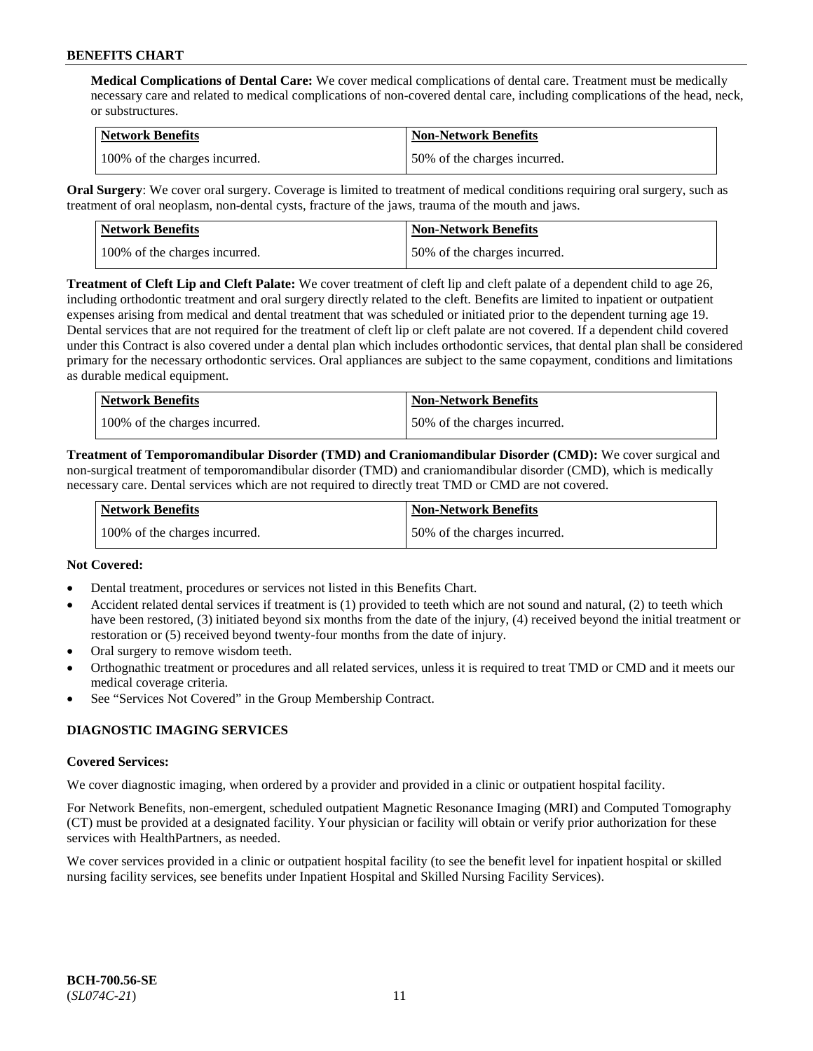**Medical Complications of Dental Care:** We cover medical complications of dental care. Treatment must be medically necessary care and related to medical complications of non-covered dental care, including complications of the head, neck, or substructures.

| Network Benefits | Non-Network Benefits |
| --- | --- |
| 100% of the charges incurred. | 50% of the charges incurred. |

**Oral Surgery**: We cover oral surgery. Coverage is limited to treatment of medical conditions requiring oral surgery, such as treatment of oral neoplasm, non-dental cysts, fracture of the jaws, trauma of the mouth and jaws.

| Network Benefits | Non-Network Benefits |
| --- | --- |
| 100% of the charges incurred. | 50% of the charges incurred. |

**Treatment of Cleft Lip and Cleft Palate:** We cover treatment of cleft lip and cleft palate of a dependent child to age 26, including orthodontic treatment and oral surgery directly related to the cleft. Benefits are limited to inpatient or outpatient expenses arising from medical and dental treatment that was scheduled or initiated prior to the dependent turning age 19. Dental services that are not required for the treatment of cleft lip or cleft palate are not covered. If a dependent child covered under this Contract is also covered under a dental plan which includes orthodontic services, that dental plan shall be considered primary for the necessary orthodontic services. Oral appliances are subject to the same copayment, conditions and limitations as durable medical equipment.

| Network Benefits | Non-Network Benefits |
| --- | --- |
| 100% of the charges incurred. | 50% of the charges incurred. |

**Treatment of Temporomandibular Disorder (TMD) and Craniomandibular Disorder (CMD):** We cover surgical and non-surgical treatment of temporomandibular disorder (TMD) and craniomandibular disorder (CMD), which is medically necessary care. Dental services which are not required to directly treat TMD or CMD are not covered.

| Network Benefits | Non-Network Benefits |
| --- | --- |
| 100% of the charges incurred. | 50% of the charges incurred. |

**Not Covered:**

- Dental treatment, procedures or services not listed in this Benefits Chart.
- Accident related dental services if treatment is (1) provided to teeth which are not sound and natural, (2) to teeth which have been restored, (3) initiated beyond six months from the date of the injury, (4) received beyond the initial treatment or restoration or (5) received beyond twenty-four months from the date of injury.
- Oral surgery to remove wisdom teeth.
- Orthognathic treatment or procedures and all related services, unless it is required to treat TMD or CMD and it meets our medical coverage criteria.
- See "Services Not Covered" in the Group Membership Contract.

## DIAGNOSTIC IMAGING SERVICES

**Covered Services:**

We cover diagnostic imaging, when ordered by a provider and provided in a clinic or outpatient hospital facility.

For Network Benefits, non-emergent, scheduled outpatient Magnetic Resonance Imaging (MRI) and Computed Tomography (CT) must be provided at a designated facility. Your physician or facility will obtain or verify prior authorization for these services with HealthPartners, as needed.

We cover services provided in a clinic or outpatient hospital facility (to see the benefit level for inpatient hospital or skilled nursing facility services, see benefits under Inpatient Hospital and Skilled Nursing Facility Services).

**BCH-700.56-SE**
(*SL074C-21*)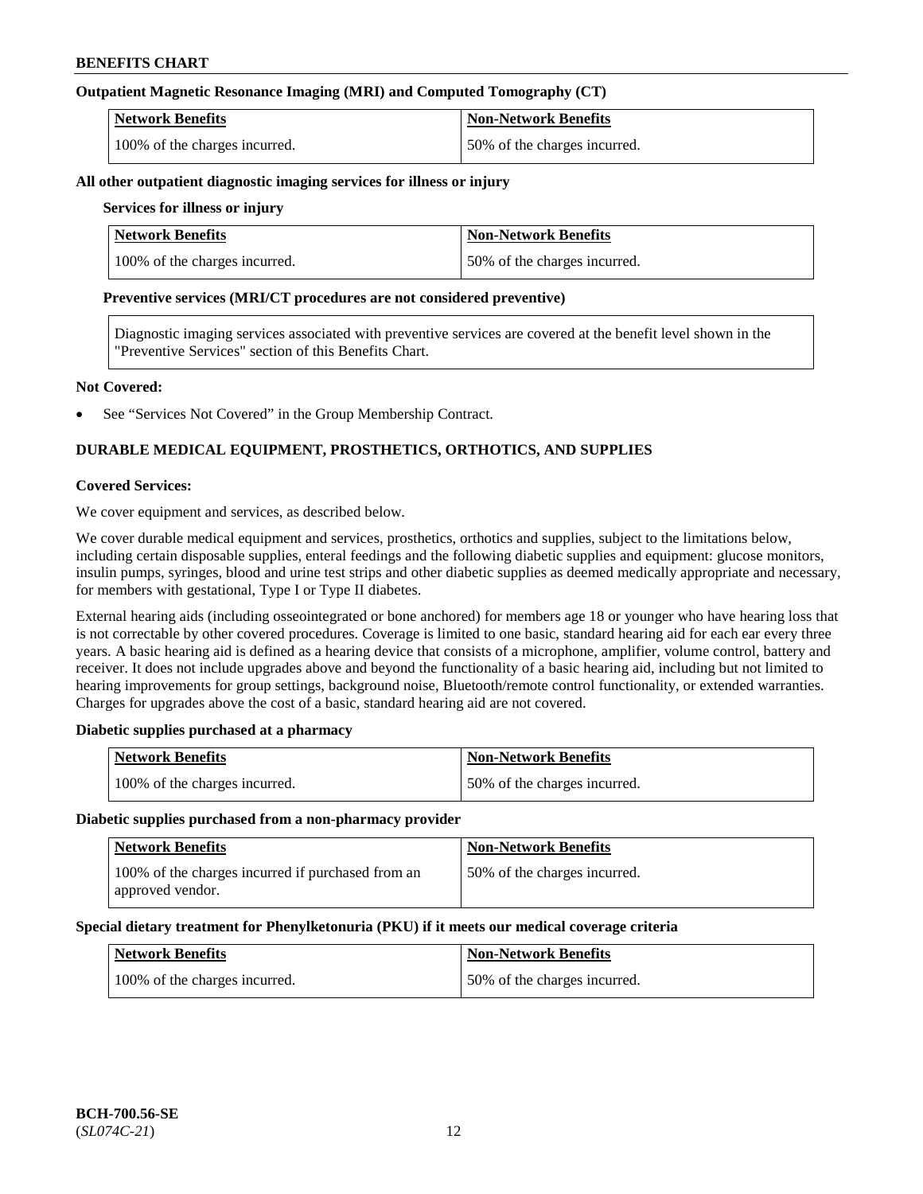**Outpatient Magnetic Resonance Imaging (MRI) and Computed Tomography (CT)**

| Network Benefits | Non-Network Benefits |
|---|---|
| 100% of the charges incurred. | 50% of the charges incurred. |

**All other outpatient diagnostic imaging services for illness or injury**

**Services for illness or injury**

| Network Benefits | Non-Network Benefits |
|---|---|
| 100% of the charges incurred. | 50% of the charges incurred. |

**Preventive services (MRI/CT procedures are not considered preventive)**

Diagnostic imaging services associated with preventive services are covered at the benefit level shown in the "Preventive Services" section of this Benefits Chart.

**Not Covered:**

- See "Services Not Covered" in the Group Membership Contract.

## DURABLE MEDICAL EQUIPMENT, PROSTHETICS, ORTHOTICS, AND SUPPLIES

**Covered Services:**

We cover equipment and services, as described below.

We cover durable medical equipment and services, prosthetics, orthotics and supplies, subject to the limitations below, including certain disposable supplies, enteral feedings and the following diabetic supplies and equipment: glucose monitors, insulin pumps, syringes, blood and urine test strips and other diabetic supplies as deemed medically appropriate and necessary, for members with gestational, Type I or Type II diabetes.

External hearing aids (including osseointegrated or bone anchored) for members age 18 or younger who have hearing loss that is not correctable by other covered procedures. Coverage is limited to one basic, standard hearing aid for each ear every three years. A basic hearing aid is defined as a hearing device that consists of a microphone, amplifier, volume control, battery and receiver. It does not include upgrades above and beyond the functionality of a basic hearing aid, including but not limited to hearing improvements for group settings, background noise, Bluetooth/remote control functionality, or extended warranties. Charges for upgrades above the cost of a basic, standard hearing aid are not covered.

**Diabetic supplies purchased at a pharmacy**

| Network Benefits | Non-Network Benefits |
|---|---|
| 100% of the charges incurred. | 50% of the charges incurred. |

**Diabetic supplies purchased from a non-pharmacy provider**

| Network Benefits | Non-Network Benefits |
|---|---|
| 100% of the charges incurred if purchased from an approved vendor. | 50% of the charges incurred. |

**Special dietary treatment for Phenylketonuria (PKU) if it meets our medical coverage criteria**

| Network Benefits | Non-Network Benefits |
|---|---|
| 100% of the charges incurred. | 50% of the charges incurred. |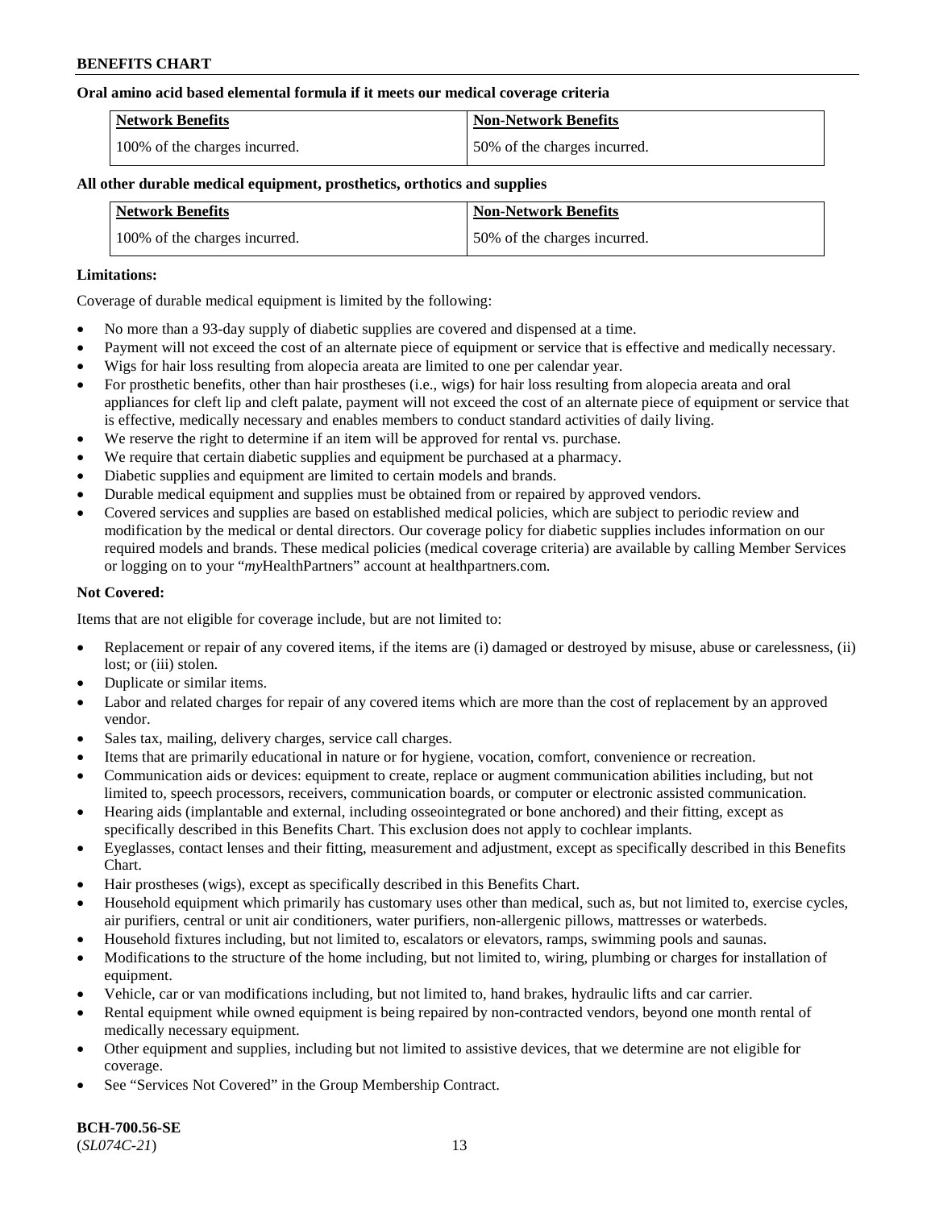**Oral amino acid based elemental formula if it meets our medical coverage criteria**

| Network Benefits | Non-Network Benefits |
|---|---|
| 100% of the charges incurred. | 50% of the charges incurred. |

**All other durable medical equipment, prosthetics, orthotics and supplies**

| Network Benefits | Non-Network Benefits |
|---|---|
| 100% of the charges incurred. | 50% of the charges incurred. |

**Limitations:**

Coverage of durable medical equipment is limited by the following:

- No more than a 93-day supply of diabetic supplies are covered and dispensed at a time.
- Payment will not exceed the cost of an alternate piece of equipment or service that is effective and medically necessary.
- Wigs for hair loss resulting from alopecia areata are limited to one per calendar year.
- For prosthetic benefits, other than hair prostheses (i.e., wigs) for hair loss resulting from alopecia areata and oral appliances for cleft lip and cleft palate, payment will not exceed the cost of an alternate piece of equipment or service that is effective, medically necessary and enables members to conduct standard activities of daily living.
- We reserve the right to determine if an item will be approved for rental vs. purchase.
- We require that certain diabetic supplies and equipment be purchased at a pharmacy.
- Diabetic supplies and equipment are limited to certain models and brands.
- Durable medical equipment and supplies must be obtained from or repaired by approved vendors.
- Covered services and supplies are based on established medical policies, which are subject to periodic review and modification by the medical or dental directors. Our coverage policy for diabetic supplies includes information on our required models and brands. These medical policies (medical coverage criteria) are available by calling Member Services or logging on to your "*my*HealthPartners" account at healthpartners.com.

**Not Covered:**

Items that are not eligible for coverage include, but are not limited to:

- Replacement or repair of any covered items, if the items are (i) damaged or destroyed by misuse, abuse or carelessness, (ii) lost; or (iii) stolen.
- Duplicate or similar items.
- Labor and related charges for repair of any covered items which are more than the cost of replacement by an approved vendor.
- Sales tax, mailing, delivery charges, service call charges.
- Items that are primarily educational in nature or for hygiene, vocation, comfort, convenience or recreation.
- Communication aids or devices: equipment to create, replace or augment communication abilities including, but not limited to, speech processors, receivers, communication boards, or computer or electronic assisted communication.
- Hearing aids (implantable and external, including osseointegrated or bone anchored) and their fitting, except as specifically described in this Benefits Chart. This exclusion does not apply to cochlear implants.
- Eyeglasses, contact lenses and their fitting, measurement and adjustment, except as specifically described in this Benefits Chart.
- Hair prostheses (wigs), except as specifically described in this Benefits Chart.
- Household equipment which primarily has customary uses other than medical, such as, but not limited to, exercise cycles, air purifiers, central or unit air conditioners, water purifiers, non-allergenic pillows, mattresses or waterbeds.
- Household fixtures including, but not limited to, escalators or elevators, ramps, swimming pools and saunas.
- Modifications to the structure of the home including, but not limited to, wiring, plumbing or charges for installation of equipment.
- Vehicle, car or van modifications including, but not limited to, hand brakes, hydraulic lifts and car carrier.
- Rental equipment while owned equipment is being repaired by non-contracted vendors, beyond one month rental of medically necessary equipment.
- Other equipment and supplies, including but not limited to assistive devices, that we determine are not eligible for coverage.
- See "Services Not Covered" in the Group Membership Contract.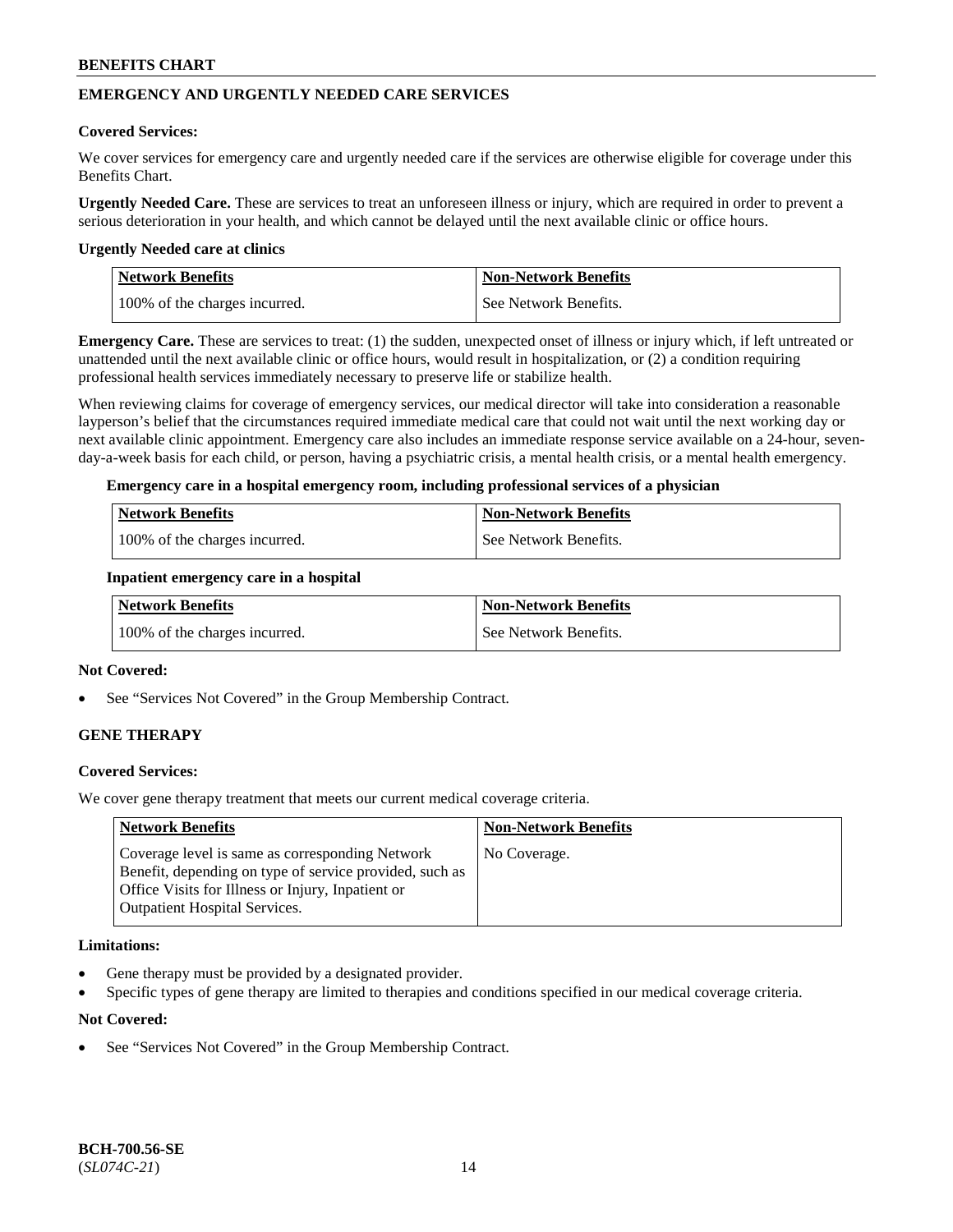## EMERGENCY AND URGENTLY NEEDED CARE SERVICES

**Covered Services:**

We cover services for emergency care and urgently needed care if the services are otherwise eligible for coverage under this Benefits Chart.

**Urgently Needed Care.** These are services to treat an unforeseen illness or injury, which are required in order to prevent a serious deterioration in your health, and which cannot be delayed until the next available clinic or office hours.

**Urgently Needed care at clinics**

| Network Benefits | Non-Network Benefits |
|---|---|
| 100% of the charges incurred. | See Network Benefits. |

**Emergency Care.** These are services to treat: (1) the sudden, unexpected onset of illness or injury which, if left untreated or unattended until the next available clinic or office hours, would result in hospitalization, or (2) a condition requiring professional health services immediately necessary to preserve life or stabilize health.

When reviewing claims for coverage of emergency services, our medical director will take into consideration a reasonable layperson's belief that the circumstances required immediate medical care that could not wait until the next working day or next available clinic appointment. Emergency care also includes an immediate response service available on a 24-hour, seven-day-a-week basis for each child, or person, having a psychiatric crisis, a mental health crisis, or a mental health emergency.

**Emergency care in a hospital emergency room, including professional services of a physician**

| Network Benefits | Non-Network Benefits |
|---|---|
| 100% of the charges incurred. | See Network Benefits. |

**Inpatient emergency care in a hospital**

| Network Benefits | Non-Network Benefits |
|---|---|
| 100% of the charges incurred. | See Network Benefits. |

**Not Covered:**

- See "Services Not Covered" in the Group Membership Contract.

## GENE THERAPY

**Covered Services:**

We cover gene therapy treatment that meets our current medical coverage criteria.

| Network Benefits | Non-Network Benefits |
|---|---|
| Coverage level is same as corresponding Network Benefit, depending on type of service provided, such as Office Visits for Illness or Injury, Inpatient or Outpatient Hospital Services. | No Coverage. |

**Limitations:**

- Gene therapy must be provided by a designated provider.
- Specific types of gene therapy are limited to therapies and conditions specified in our medical coverage criteria.

**Not Covered:**

- See "Services Not Covered" in the Group Membership Contract.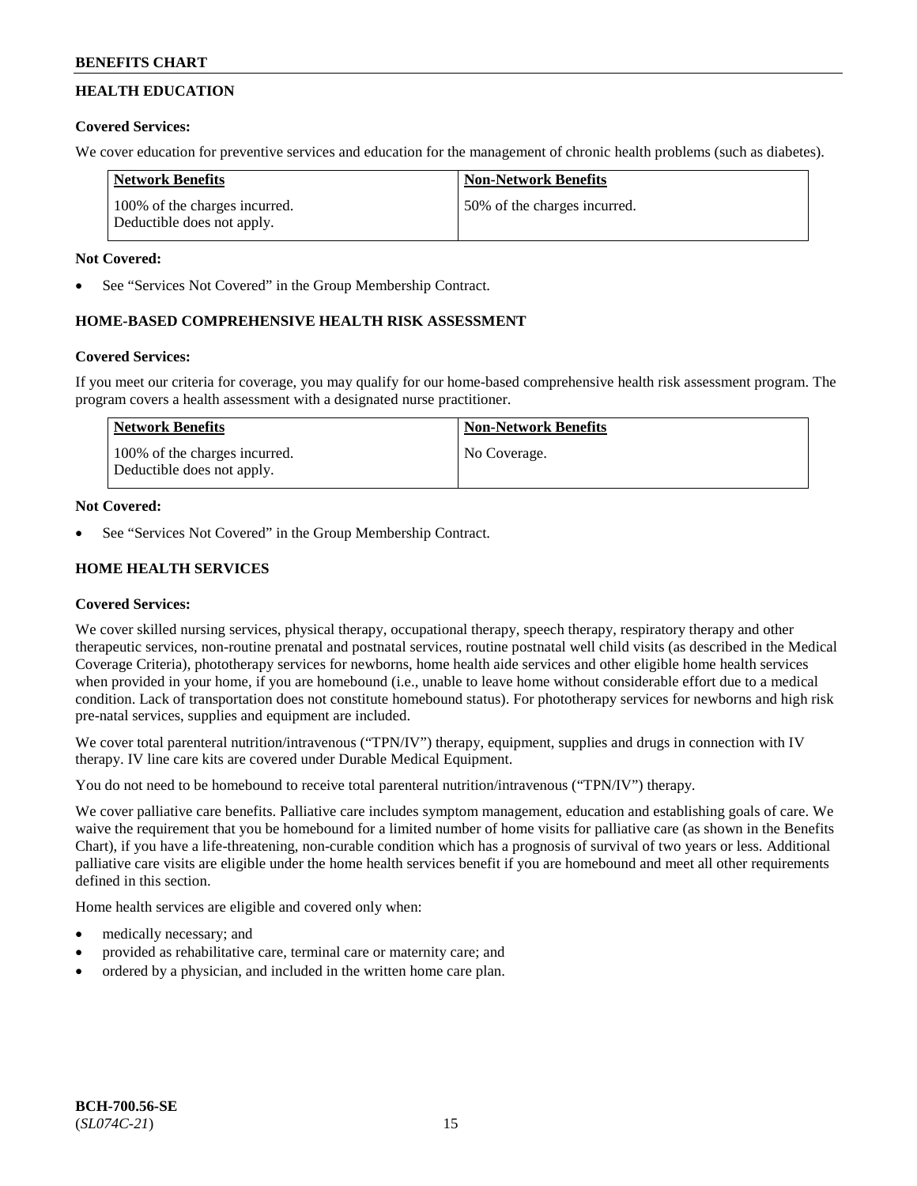## HEALTH EDUCATION

**Covered Services:**

We cover education for preventive services and education for the management of chronic health problems (such as diabetes).

| Network Benefits | Non-Network Benefits |
|---|---|
| 100% of the charges incurred. Deductible does not apply. | 50% of the charges incurred. |

**Not Covered:**

- See "Services Not Covered" in the Group Membership Contract.

## HOME-BASED COMPREHENSIVE HEALTH RISK ASSESSMENT

**Covered Services:**

If you meet our criteria for coverage, you may qualify for our home-based comprehensive health risk assessment program. The program covers a health assessment with a designated nurse practitioner.

| Network Benefits | Non-Network Benefits |
|---|---|
| 100% of the charges incurred. Deductible does not apply. | No Coverage. |

**Not Covered:**

- See "Services Not Covered" in the Group Membership Contract.

## HOME HEALTH SERVICES

**Covered Services:**

We cover skilled nursing services, physical therapy, occupational therapy, speech therapy, respiratory therapy and other therapeutic services, non-routine prenatal and postnatal services, routine postnatal well child visits (as described in the Medical Coverage Criteria), phototherapy services for newborns, home health aide services and other eligible home health services when provided in your home, if you are homebound (i.e., unable to leave home without considerable effort due to a medical condition. Lack of transportation does not constitute homebound status). For phototherapy services for newborns and high risk pre-natal services, supplies and equipment are included.

We cover total parenteral nutrition/intravenous ("TPN/IV") therapy, equipment, supplies and drugs in connection with IV therapy. IV line care kits are covered under Durable Medical Equipment.

You do not need to be homebound to receive total parenteral nutrition/intravenous ("TPN/IV") therapy.

We cover palliative care benefits. Palliative care includes symptom management, education and establishing goals of care. We waive the requirement that you be homebound for a limited number of home visits for palliative care (as shown in the Benefits Chart), if you have a life-threatening, non-curable condition which has a prognosis of survival of two years or less. Additional palliative care visits are eligible under the home health services benefit if you are homebound and meet all other requirements defined in this section.

Home health services are eligible and covered only when:

- medically necessary; and
- provided as rehabilitative care, terminal care or maternity care; and
- ordered by a physician, and included in the written home care plan.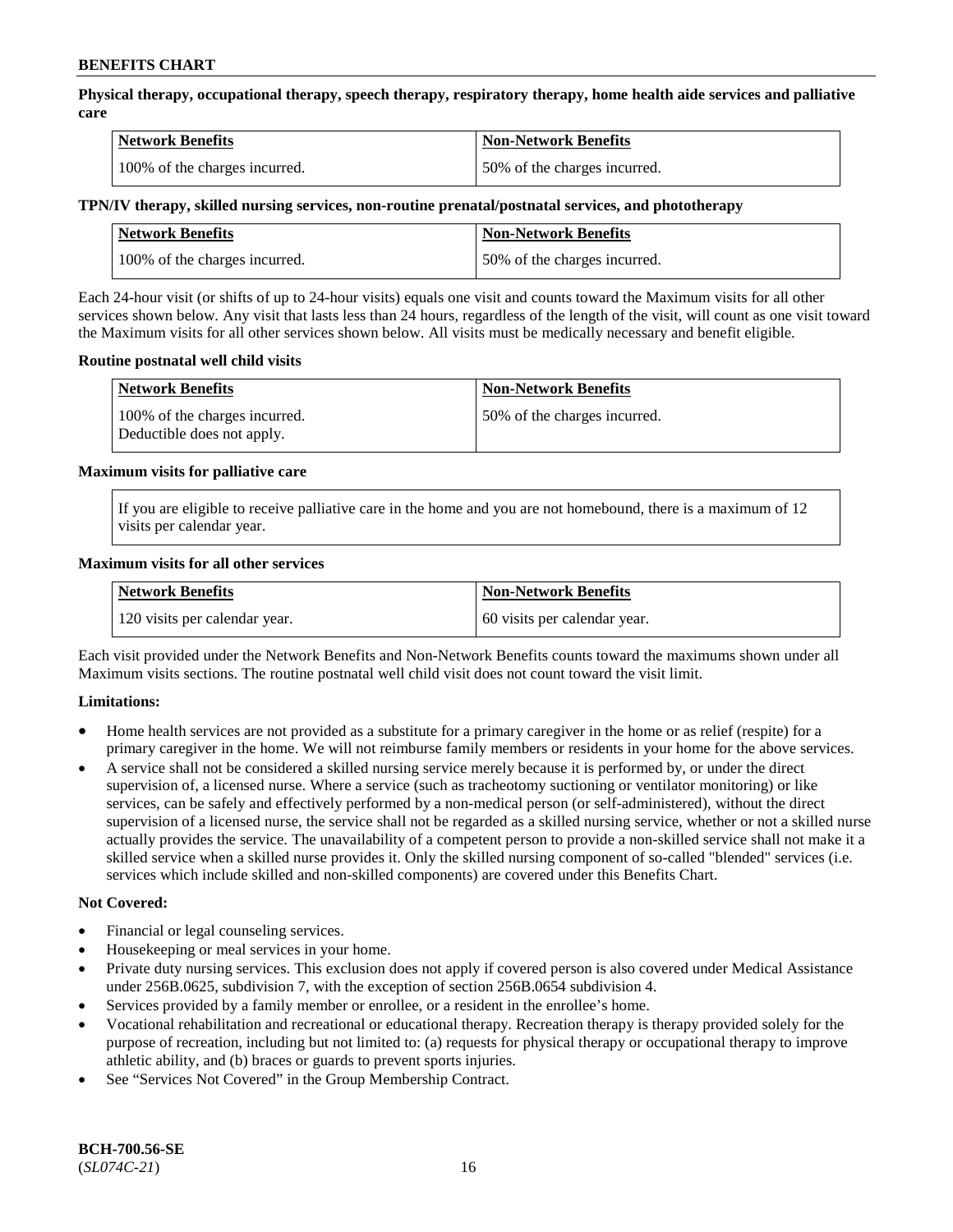**Physical therapy, occupational therapy, speech therapy, respiratory therapy, home health aide services and palliative care**

| Network Benefits | Non-Network Benefits |
| --- | --- |
| 100% of the charges incurred. | 50% of the charges incurred. |

**TPN/IV therapy, skilled nursing services, non-routine prenatal/postnatal services, and phototherapy**

| Network Benefits | Non-Network Benefits |
| --- | --- |
| 100% of the charges incurred. | 50% of the charges incurred. |

Each 24-hour visit (or shifts of up to 24-hour visits) equals one visit and counts toward the Maximum visits for all other services shown below. Any visit that lasts less than 24 hours, regardless of the length of the visit, will count as one visit toward the Maximum visits for all other services shown below. All visits must be medically necessary and benefit eligible.

**Routine postnatal well child visits**

| Network Benefits | Non-Network Benefits |
| --- | --- |
| 100% of the charges incurred. Deductible does not apply. | 50% of the charges incurred. |

**Maximum visits for palliative care**

If you are eligible to receive palliative care in the home and you are not homebound, there is a maximum of 12 visits per calendar year.

**Maximum visits for all other services**

| Network Benefits | Non-Network Benefits |
| --- | --- |
| 120 visits per calendar year. | 60 visits per calendar year. |

Each visit provided under the Network Benefits and Non-Network Benefits counts toward the maximums shown under all Maximum visits sections. The routine postnatal well child visit does not count toward the visit limit.

**Limitations:**

- Home health services are not provided as a substitute for a primary caregiver in the home or as relief (respite) for a primary caregiver in the home. We will not reimburse family members or residents in your home for the above services.
- A service shall not be considered a skilled nursing service merely because it is performed by, or under the direct supervision of, a licensed nurse. Where a service (such as tracheotomy suctioning or ventilator monitoring) or like services, can be safely and effectively performed by a non-medical person (or self-administered), without the direct supervision of a licensed nurse, the service shall not be regarded as a skilled nursing service, whether or not a skilled nurse actually provides the service. The unavailability of a competent person to provide a non-skilled service shall not make it a skilled service when a skilled nurse provides it. Only the skilled nursing component of so-called "blended" services (i.e. services which include skilled and non-skilled components) are covered under this Benefits Chart.

**Not Covered:**

- Financial or legal counseling services.
- Housekeeping or meal services in your home.
- Private duty nursing services. This exclusion does not apply if covered person is also covered under Medical Assistance under 256B.0625, subdivision 7, with the exception of section 256B.0654 subdivision 4.
- Services provided by a family member or enrollee, or a resident in the enrollee's home.
- Vocational rehabilitation and recreational or educational therapy. Recreation therapy is therapy provided solely for the purpose of recreation, including but not limited to: (a) requests for physical therapy or occupational therapy to improve athletic ability, and (b) braces or guards to prevent sports injuries.
- See "Services Not Covered" in the Group Membership Contract.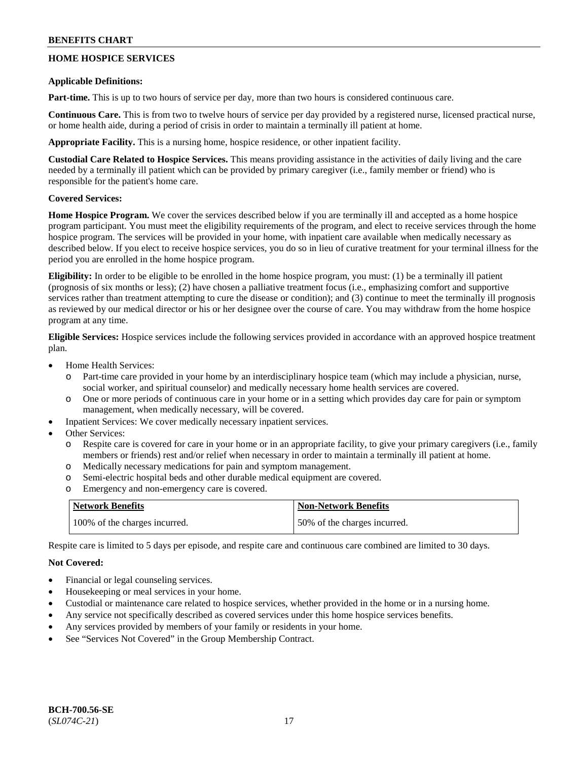## HOME HOSPICE SERVICES

**Applicable Definitions:**

**Part-time.** This is up to two hours of service per day, more than two hours is considered continuous care.

**Continuous Care.** This is from two to twelve hours of service per day provided by a registered nurse, licensed practical nurse, or home health aide, during a period of crisis in order to maintain a terminally ill patient at home.

**Appropriate Facility.** This is a nursing home, hospice residence, or other inpatient facility.

**Custodial Care Related to Hospice Services.** This means providing assistance in the activities of daily living and the care needed by a terminally ill patient which can be provided by primary caregiver (i.e., family member or friend) who is responsible for the patient's home care.

**Covered Services:**

**Home Hospice Program.** We cover the services described below if you are terminally ill and accepted as a home hospice program participant. You must meet the eligibility requirements of the program, and elect to receive services through the home hospice program. The services will be provided in your home, with inpatient care available when medically necessary as described below. If you elect to receive hospice services, you do so in lieu of curative treatment for your terminal illness for the period you are enrolled in the home hospice program.

**Eligibility:** In order to be eligible to be enrolled in the home hospice program, you must: (1) be a terminally ill patient (prognosis of six months or less); (2) have chosen a palliative treatment focus (i.e., emphasizing comfort and supportive services rather than treatment attempting to cure the disease or condition); and (3) continue to meet the terminally ill prognosis as reviewed by our medical director or his or her designee over the course of care. You may withdraw from the home hospice program at any time.

**Eligible Services:** Hospice services include the following services provided in accordance with an approved hospice treatment plan.

- Home Health Services:
  - Part-time care provided in your home by an interdisciplinary hospice team (which may include a physician, nurse, social worker, and spiritual counselor) and medically necessary home health services are covered.
  - One or more periods of continuous care in your home or in a setting which provides day care for pain or symptom management, when medically necessary, will be covered.
- Inpatient Services: We cover medically necessary inpatient services.
- Other Services:
  - Respite care is covered for care in your home or in an appropriate facility, to give your primary caregivers (i.e., family members or friends) rest and/or relief when necessary in order to maintain a terminally ill patient at home.
  - Medically necessary medications for pain and symptom management.
  - Semi-electric hospital beds and other durable medical equipment are covered.
  - Emergency and non-emergency care is covered.

| Network Benefits | Non-Network Benefits |
|---|---|
| 100% of the charges incurred. | 50% of the charges incurred. |

Respite care is limited to 5 days per episode, and respite care and continuous care combined are limited to 30 days.

**Not Covered:**

- Financial or legal counseling services.
- Housekeeping or meal services in your home.
- Custodial or maintenance care related to hospice services, whether provided in the home or in a nursing home.
- Any service not specifically described as covered services under this home hospice services benefits.
- Any services provided by members of your family or residents in your home.
- See "Services Not Covered" in the Group Membership Contract.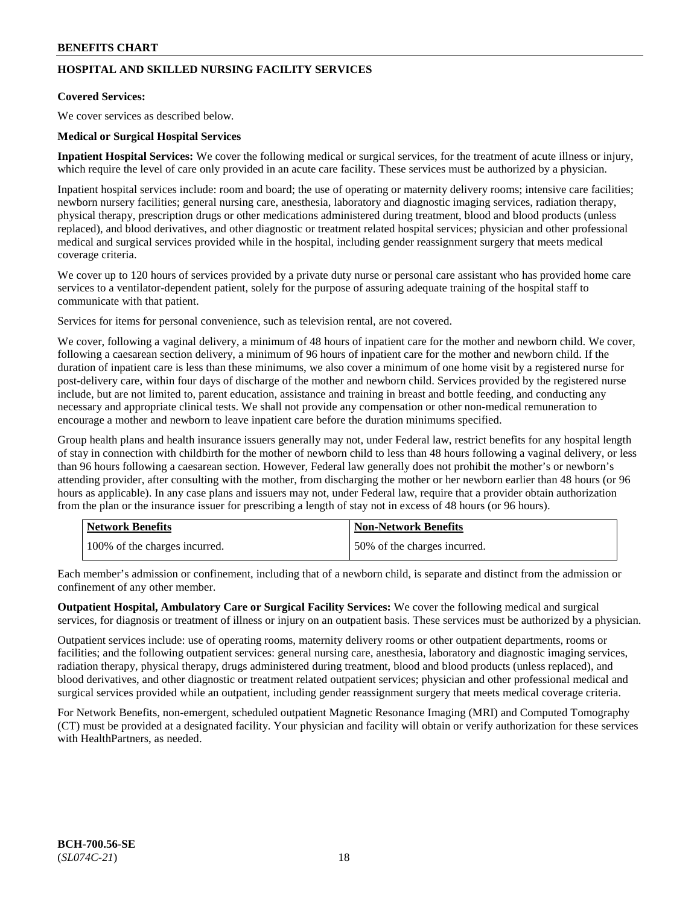## HOSPITAL AND SKILLED NURSING FACILITY SERVICES

**Covered Services:**

We cover services as described below.

**Medical or Surgical Hospital Services**

**Inpatient Hospital Services:** We cover the following medical or surgical services, for the treatment of acute illness or injury, which require the level of care only provided in an acute care facility. These services must be authorized by a physician.

Inpatient hospital services include: room and board; the use of operating or maternity delivery rooms; intensive care facilities; newborn nursery facilities; general nursing care, anesthesia, laboratory and diagnostic imaging services, radiation therapy, physical therapy, prescription drugs or other medications administered during treatment, blood and blood products (unless replaced), and blood derivatives, and other diagnostic or treatment related hospital services; physician and other professional medical and surgical services provided while in the hospital, including gender reassignment surgery that meets medical coverage criteria.

We cover up to 120 hours of services provided by a private duty nurse or personal care assistant who has provided home care services to a ventilator-dependent patient, solely for the purpose of assuring adequate training of the hospital staff to communicate with that patient.

Services for items for personal convenience, such as television rental, are not covered.

We cover, following a vaginal delivery, a minimum of 48 hours of inpatient care for the mother and newborn child. We cover, following a caesarean section delivery, a minimum of 96 hours of inpatient care for the mother and newborn child. If the duration of inpatient care is less than these minimums, we also cover a minimum of one home visit by a registered nurse for post-delivery care, within four days of discharge of the mother and newborn child. Services provided by the registered nurse include, but are not limited to, parent education, assistance and training in breast and bottle feeding, and conducting any necessary and appropriate clinical tests. We shall not provide any compensation or other non-medical remuneration to encourage a mother and newborn to leave inpatient care before the duration minimums specified.

Group health plans and health insurance issuers generally may not, under Federal law, restrict benefits for any hospital length of stay in connection with childbirth for the mother of newborn child to less than 48 hours following a vaginal delivery, or less than 96 hours following a caesarean section. However, Federal law generally does not prohibit the mother's or newborn's attending provider, after consulting with the mother, from discharging the mother or her newborn earlier than 48 hours (or 96 hours as applicable). In any case plans and issuers may not, under Federal law, require that a provider obtain authorization from the plan or the insurance issuer for prescribing a length of stay not in excess of 48 hours (or 96 hours).

| Network Benefits | Non-Network Benefits |
|---|---|
| 100% of the charges incurred. | 50% of the charges incurred. |

Each member's admission or confinement, including that of a newborn child, is separate and distinct from the admission or confinement of any other member.

**Outpatient Hospital, Ambulatory Care or Surgical Facility Services:** We cover the following medical and surgical services, for diagnosis or treatment of illness or injury on an outpatient basis. These services must be authorized by a physician.

Outpatient services include: use of operating rooms, maternity delivery rooms or other outpatient departments, rooms or facilities; and the following outpatient services: general nursing care, anesthesia, laboratory and diagnostic imaging services, radiation therapy, physical therapy, drugs administered during treatment, blood and blood products (unless replaced), and blood derivatives, and other diagnostic or treatment related outpatient services; physician and other professional medical and surgical services provided while an outpatient, including gender reassignment surgery that meets medical coverage criteria.

For Network Benefits, non-emergent, scheduled outpatient Magnetic Resonance Imaging (MRI) and Computed Tomography (CT) must be provided at a designated facility. Your physician and facility will obtain or verify authorization for these services with HealthPartners, as needed.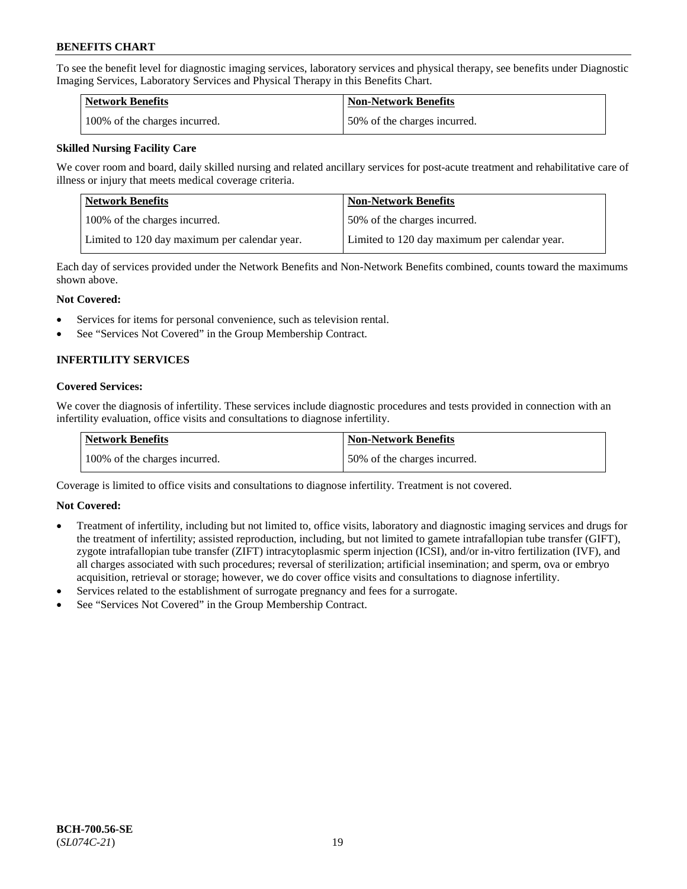To see the benefit level for diagnostic imaging services, laboratory services and physical therapy, see benefits under Diagnostic Imaging Services, Laboratory Services and Physical Therapy in this Benefits Chart.

| Network Benefits | Non-Network Benefits |
| --- | --- |
| 100% of the charges incurred. | 50% of the charges incurred. |

**Skilled Nursing Facility Care**

We cover room and board, daily skilled nursing and related ancillary services for post-acute treatment and rehabilitative care of illness or injury that meets medical coverage criteria.

| Network Benefits | Non-Network Benefits |
| --- | --- |
| 100% of the charges incurred. | 50% of the charges incurred. |
| Limited to 120 day maximum per calendar year. | Limited to 120 day maximum per calendar year. |

Each day of services provided under the Network Benefits and Non-Network Benefits combined, counts toward the maximums shown above.

**Not Covered:**

- Services for items for personal convenience, such as television rental.
- See "Services Not Covered" in the Group Membership Contract.

## INFERTILITY SERVICES

**Covered Services:**

We cover the diagnosis of infertility. These services include diagnostic procedures and tests provided in connection with an infertility evaluation, office visits and consultations to diagnose infertility.

| Network Benefits | Non-Network Benefits |
| --- | --- |
| 100% of the charges incurred. | 50% of the charges incurred. |

Coverage is limited to office visits and consultations to diagnose infertility. Treatment is not covered.

**Not Covered:**

- Treatment of infertility, including but not limited to, office visits, laboratory and diagnostic imaging services and drugs for the treatment of infertility; assisted reproduction, including, but not limited to gamete intrafallopian tube transfer (GIFT), zygote intrafallopian tube transfer (ZIFT) intracytoplasmic sperm injection (ICSI), and/or in-vitro fertilization (IVF), and all charges associated with such procedures; reversal of sterilization; artificial insemination; and sperm, ova or embryo acquisition, retrieval or storage; however, we do cover office visits and consultations to diagnose infertility.
- Services related to the establishment of surrogate pregnancy and fees for a surrogate.
- See "Services Not Covered" in the Group Membership Contract.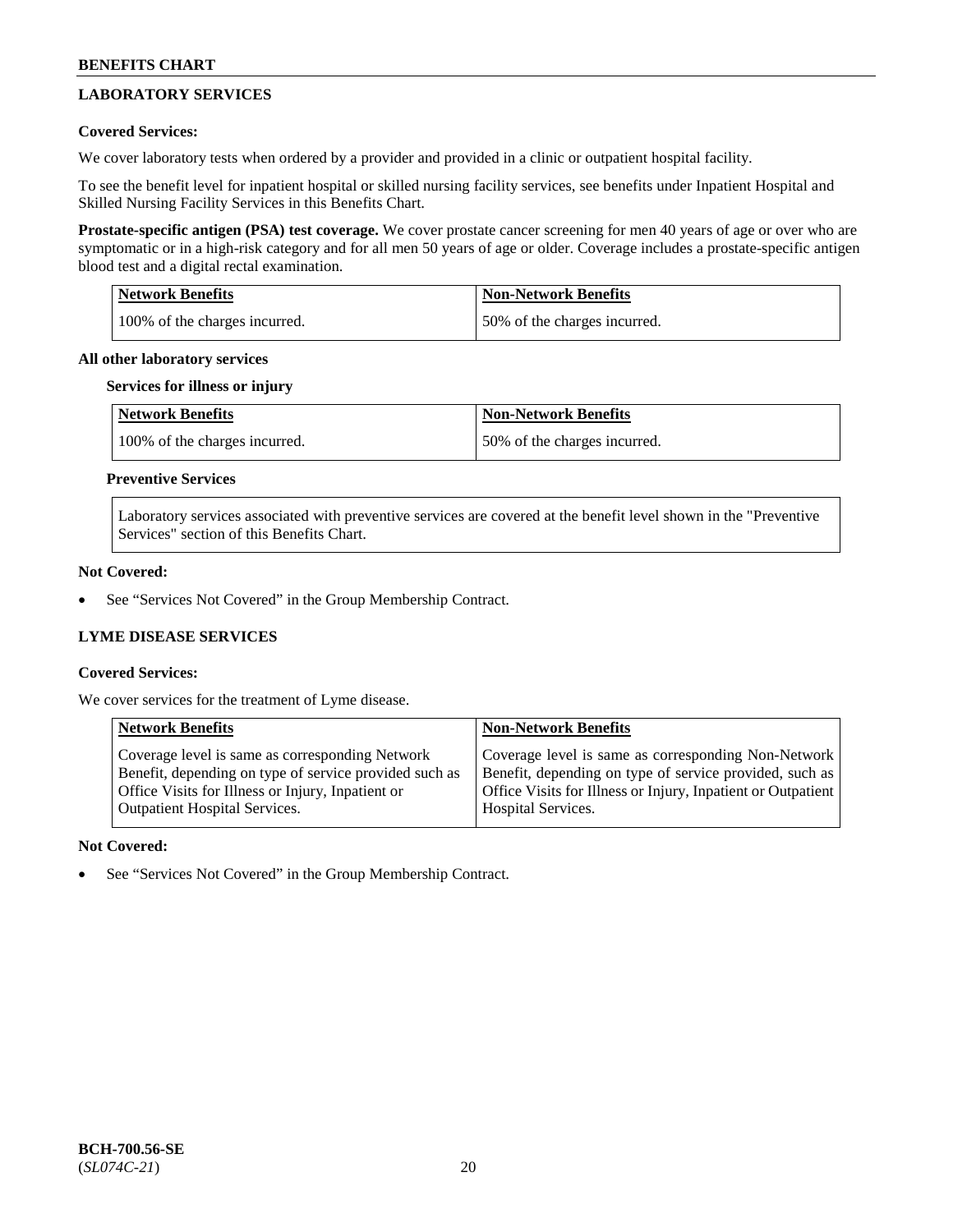## LABORATORY SERVICES

**Covered Services:**

We cover laboratory tests when ordered by a provider and provided in a clinic or outpatient hospital facility.

To see the benefit level for inpatient hospital or skilled nursing facility services, see benefits under Inpatient Hospital and Skilled Nursing Facility Services in this Benefits Chart.

**Prostate-specific antigen (PSA) test coverage.** We cover prostate cancer screening for men 40 years of age or over who are symptomatic or in a high-risk category and for all men 50 years of age or older. Coverage includes a prostate-specific antigen blood test and a digital rectal examination.

| Network Benefits | Non-Network Benefits |
| --- | --- |
| 100% of the charges incurred. | 50% of the charges incurred. |

**All other laboratory services**

**Services for illness or injury**

| Network Benefits | Non-Network Benefits |
| --- | --- |
| 100% of the charges incurred. | 50% of the charges incurred. |

**Preventive Services**

Laboratory services associated with preventive services are covered at the benefit level shown in the "Preventive Services" section of this Benefits Chart.

**Not Covered:**

- See "Services Not Covered" in the Group Membership Contract.

## LYME DISEASE SERVICES

**Covered Services:**

We cover services for the treatment of Lyme disease.

| Network Benefits | Non-Network Benefits |
| --- | --- |
| Coverage level is same as corresponding Network Benefit, depending on type of service provided such as Office Visits for Illness or Injury, Inpatient or Outpatient Hospital Services. | Coverage level is same as corresponding Non-Network Benefit, depending on type of service provided, such as Office Visits for Illness or Injury, Inpatient or Outpatient Hospital Services. |

**Not Covered:**

- See "Services Not Covered" in the Group Membership Contract.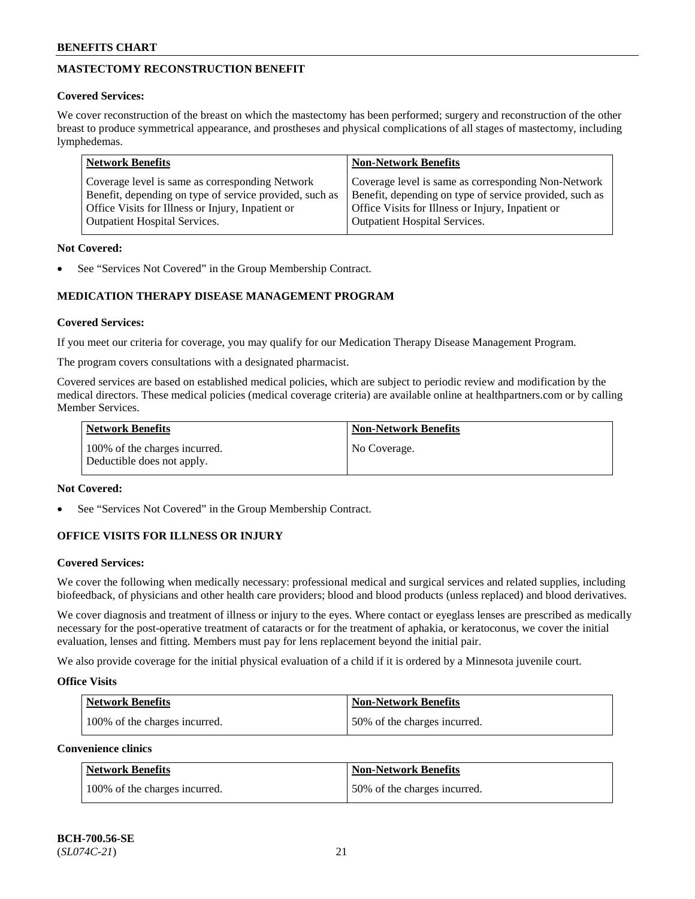## MASTECTOMY RECONSTRUCTION BENEFIT

**Covered Services:**

We cover reconstruction of the breast on which the mastectomy has been performed; surgery and reconstruction of the other breast to produce symmetrical appearance, and prostheses and physical complications of all stages of mastectomy, including lymphedemas.

| Network Benefits | Non-Network Benefits |
|---|---|
| Coverage level is same as corresponding Network Benefit, depending on type of service provided, such as Office Visits for Illness or Injury, Inpatient or Outpatient Hospital Services. | Coverage level is same as corresponding Non-Network Benefit, depending on type of service provided, such as Office Visits for Illness or Injury, Inpatient or Outpatient Hospital Services. |

**Not Covered:**

- See "Services Not Covered" in the Group Membership Contract.

## MEDICATION THERAPY DISEASE MANAGEMENT PROGRAM

**Covered Services:**

If you meet our criteria for coverage, you may qualify for our Medication Therapy Disease Management Program.

The program covers consultations with a designated pharmacist.

Covered services are based on established medical policies, which are subject to periodic review and modification by the medical directors. These medical policies (medical coverage criteria) are available online at healthpartners.com or by calling Member Services.

| Network Benefits | Non-Network Benefits |
|---|---|
| 100% of the charges incurred. Deductible does not apply. | No Coverage. |

**Not Covered:**

- See "Services Not Covered" in the Group Membership Contract.

## OFFICE VISITS FOR ILLNESS OR INJURY

**Covered Services:**

We cover the following when medically necessary: professional medical and surgical services and related supplies, including biofeedback, of physicians and other health care providers; blood and blood products (unless replaced) and blood derivatives.

We cover diagnosis and treatment of illness or injury to the eyes. Where contact or eyeglass lenses are prescribed as medically necessary for the post-operative treatment of cataracts or for the treatment of aphakia, or keratoconus, we cover the initial evaluation, lenses and fitting. Members must pay for lens replacement beyond the initial pair.

We also provide coverage for the initial physical evaluation of a child if it is ordered by a Minnesota juvenile court.

**Office Visits**

| Network Benefits | Non-Network Benefits |
|---|---|
| 100% of the charges incurred. | 50% of the charges incurred. |

**Convenience clinics**

| Network Benefits | Non-Network Benefits |
|---|---|
| 100% of the charges incurred. | 50% of the charges incurred. |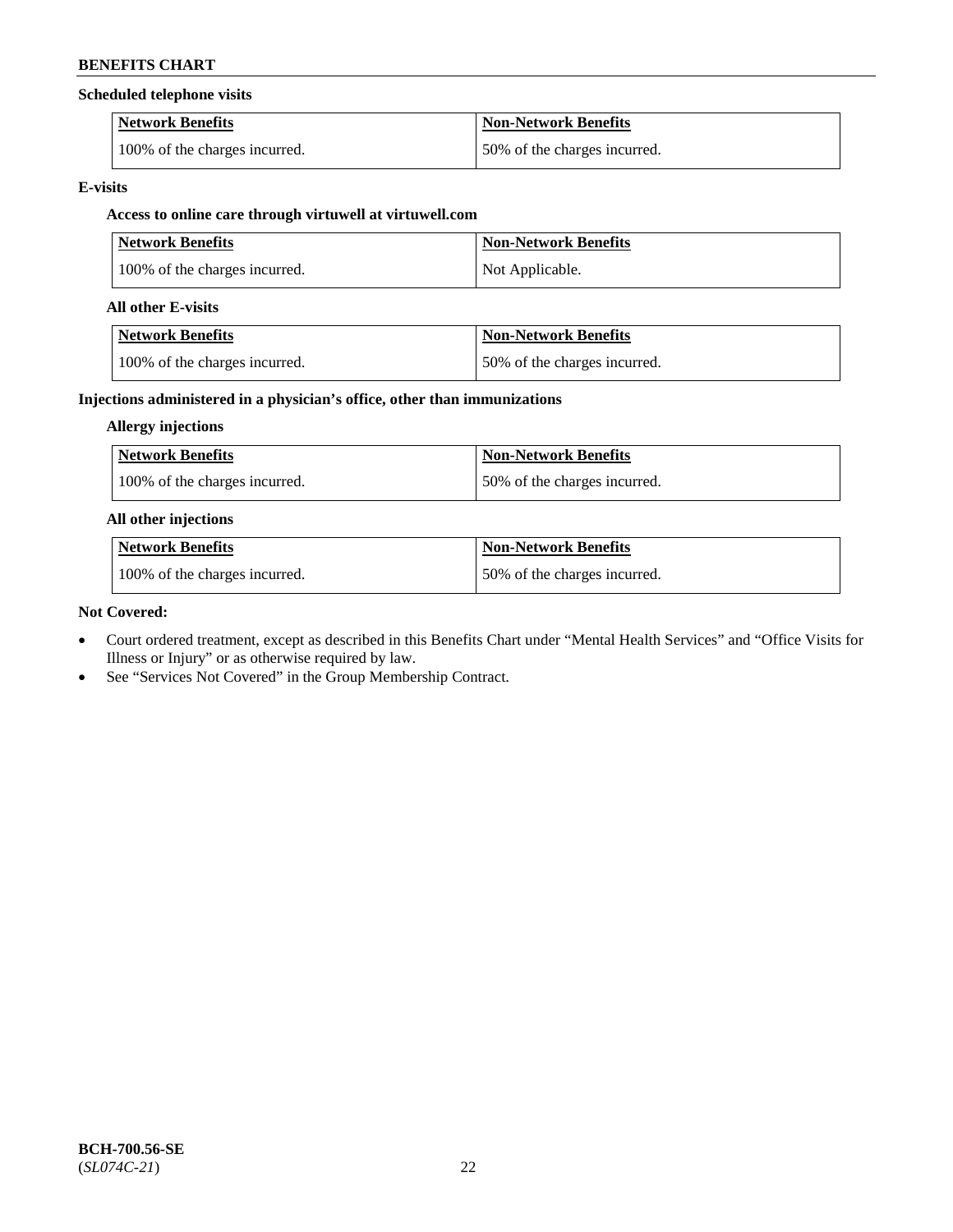**Scheduled telephone visits**

| Network Benefits | Non-Network Benefits |
| --- | --- |
| 100% of the charges incurred. | 50% of the charges incurred. |

**E-visits**

**Access to online care through virtuwell at virtuwell.com**

| Network Benefits | Non-Network Benefits |
| --- | --- |
| 100% of the charges incurred. | Not Applicable. |

**All other E-visits**

| Network Benefits | Non-Network Benefits |
| --- | --- |
| 100% of the charges incurred. | 50% of the charges incurred. |

**Injections administered in a physician's office, other than immunizations**

**Allergy injections**

| Network Benefits | Non-Network Benefits |
| --- | --- |
| 100% of the charges incurred. | 50% of the charges incurred. |

**All other injections**

| Network Benefits | Non-Network Benefits |
| --- | --- |
| 100% of the charges incurred. | 50% of the charges incurred. |

**Not Covered:**

- Court ordered treatment, except as described in this Benefits Chart under "Mental Health Services" and "Office Visits for Illness or Injury" or as otherwise required by law.
- See "Services Not Covered" in the Group Membership Contract.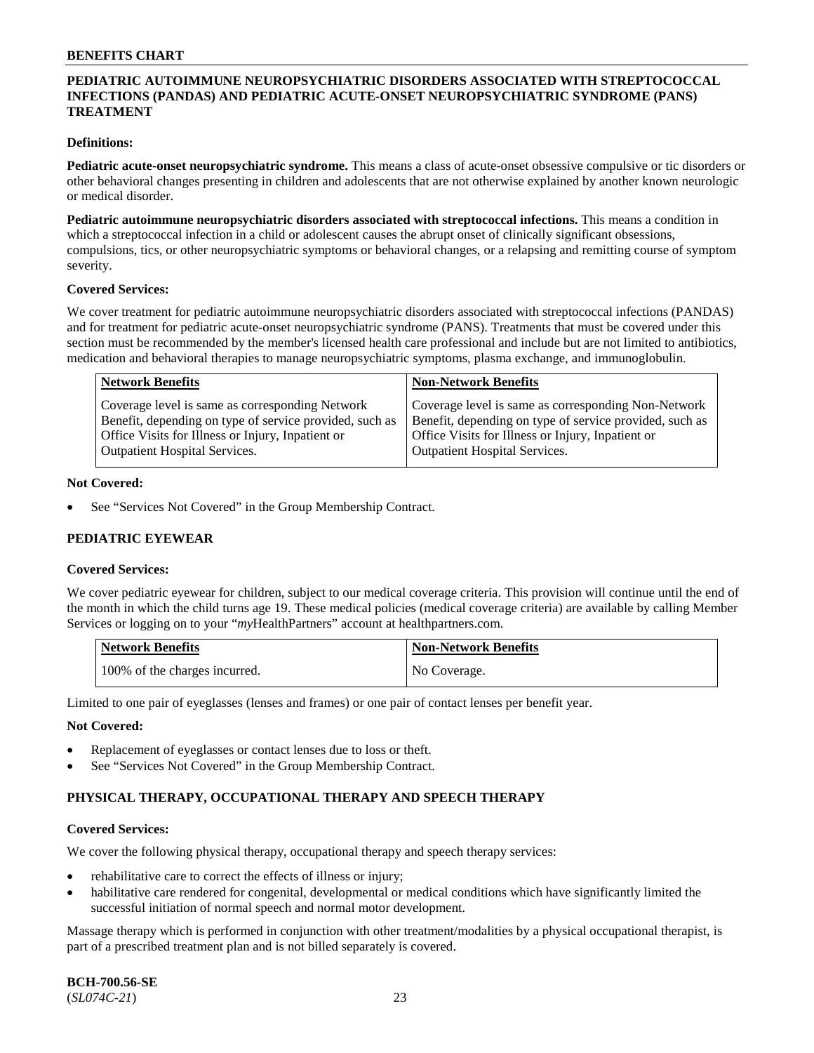## PEDIATRIC AUTOIMMUNE NEUROPSYCHIATRIC DISORDERS ASSOCIATED WITH STREPTOCOCCAL INFECTIONS (PANDAS) AND PEDIATRIC ACUTE-ONSET NEUROPSYCHIATRIC SYNDROME (PANS) TREATMENT

**Definitions:**

**Pediatric acute-onset neuropsychiatric syndrome.** This means a class of acute-onset obsessive compulsive or tic disorders or other behavioral changes presenting in children and adolescents that are not otherwise explained by another known neurologic or medical disorder.

**Pediatric autoimmune neuropsychiatric disorders associated with streptococcal infections.** This means a condition in which a streptococcal infection in a child or adolescent causes the abrupt onset of clinically significant obsessions, compulsions, tics, or other neuropsychiatric symptoms or behavioral changes, or a relapsing and remitting course of symptom severity.

**Covered Services:**

We cover treatment for pediatric autoimmune neuropsychiatric disorders associated with streptococcal infections (PANDAS) and for treatment for pediatric acute-onset neuropsychiatric syndrome (PANS). Treatments that must be covered under this section must be recommended by the member's licensed health care professional and include but are not limited to antibiotics, medication and behavioral therapies to manage neuropsychiatric symptoms, plasma exchange, and immunoglobulin.

| Network Benefits | Non-Network Benefits |
| --- | --- |
| Coverage level is same as corresponding Network Benefit, depending on type of service provided, such as Office Visits for Illness or Injury, Inpatient or Outpatient Hospital Services. | Coverage level is same as corresponding Non-Network Benefit, depending on type of service provided, such as Office Visits for Illness or Injury, Inpatient or Outpatient Hospital Services. |

**Not Covered:**

- See "Services Not Covered" in the Group Membership Contract.

## PEDIATRIC EYEWEAR

**Covered Services:**

We cover pediatric eyewear for children, subject to our medical coverage criteria. This provision will continue until the end of the month in which the child turns age 19. These medical policies (medical coverage criteria) are available by calling Member Services or logging on to your "*my*HealthPartners" account at healthpartners.com.

| Network Benefits | Non-Network Benefits |
| --- | --- |
| 100% of the charges incurred. | No Coverage. |

Limited to one pair of eyeglasses (lenses and frames) or one pair of contact lenses per benefit year.

**Not Covered:**

- Replacement of eyeglasses or contact lenses due to loss or theft.
- See "Services Not Covered" in the Group Membership Contract.

## PHYSICAL THERAPY, OCCUPATIONAL THERAPY AND SPEECH THERAPY

**Covered Services:**

We cover the following physical therapy, occupational therapy and speech therapy services:

- rehabilitative care to correct the effects of illness or injury;
- habilitative care rendered for congenital, developmental or medical conditions which have significantly limited the successful initiation of normal speech and normal motor development.

Massage therapy which is performed in conjunction with other treatment/modalities by a physical occupational therapist, is part of a prescribed treatment plan and is not billed separately is covered.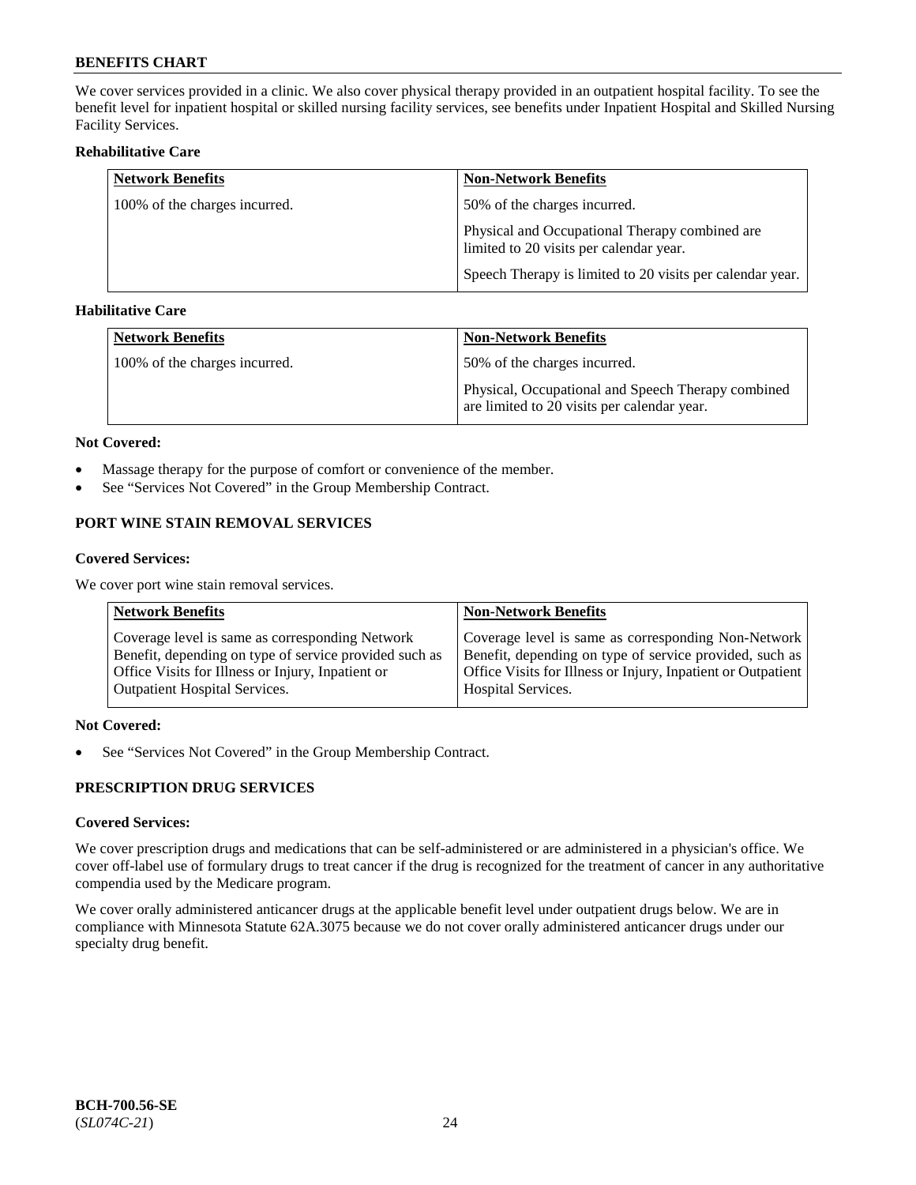We cover services provided in a clinic. We also cover physical therapy provided in an outpatient hospital facility. To see the benefit level for inpatient hospital or skilled nursing facility services, see benefits under Inpatient Hospital and Skilled Nursing Facility Services.

**Rehabilitative Care**

| Network Benefits | Non-Network Benefits |
|---|---|
| 100% of the charges incurred. | 50% of the charges incurred.<br><br>Physical and Occupational Therapy combined are limited to 20 visits per calendar year.<br><br>Speech Therapy is limited to 20 visits per calendar year. |

**Habilitative Care**

| Network Benefits | Non-Network Benefits |
|---|---|
| 100% of the charges incurred. | 50% of the charges incurred.<br><br>Physical, Occupational and Speech Therapy combined are limited to 20 visits per calendar year. |

**Not Covered:**

- Massage therapy for the purpose of comfort or convenience of the member.
- See "Services Not Covered" in the Group Membership Contract.

### PORT WINE STAIN REMOVAL SERVICES

**Covered Services:**

We cover port wine stain removal services.

| Network Benefits | Non-Network Benefits |
|---|---|
| Coverage level is same as corresponding Network Benefit, depending on type of service provided such as Office Visits for Illness or Injury, Inpatient or Outpatient Hospital Services. | Coverage level is same as corresponding Non-Network Benefit, depending on type of service provided, such as Office Visits for Illness or Injury, Inpatient or Outpatient Hospital Services. |

**Not Covered:**

- See "Services Not Covered" in the Group Membership Contract.

### PRESCRIPTION DRUG SERVICES

**Covered Services:**

We cover prescription drugs and medications that can be self-administered or are administered in a physician's office. We cover off-label use of formulary drugs to treat cancer if the drug is recognized for the treatment of cancer in any authoritative compendia used by the Medicare program.

We cover orally administered anticancer drugs at the applicable benefit level under outpatient drugs below. We are in compliance with Minnesota Statute 62A.3075 because we do not cover orally administered anticancer drugs under our specialty drug benefit.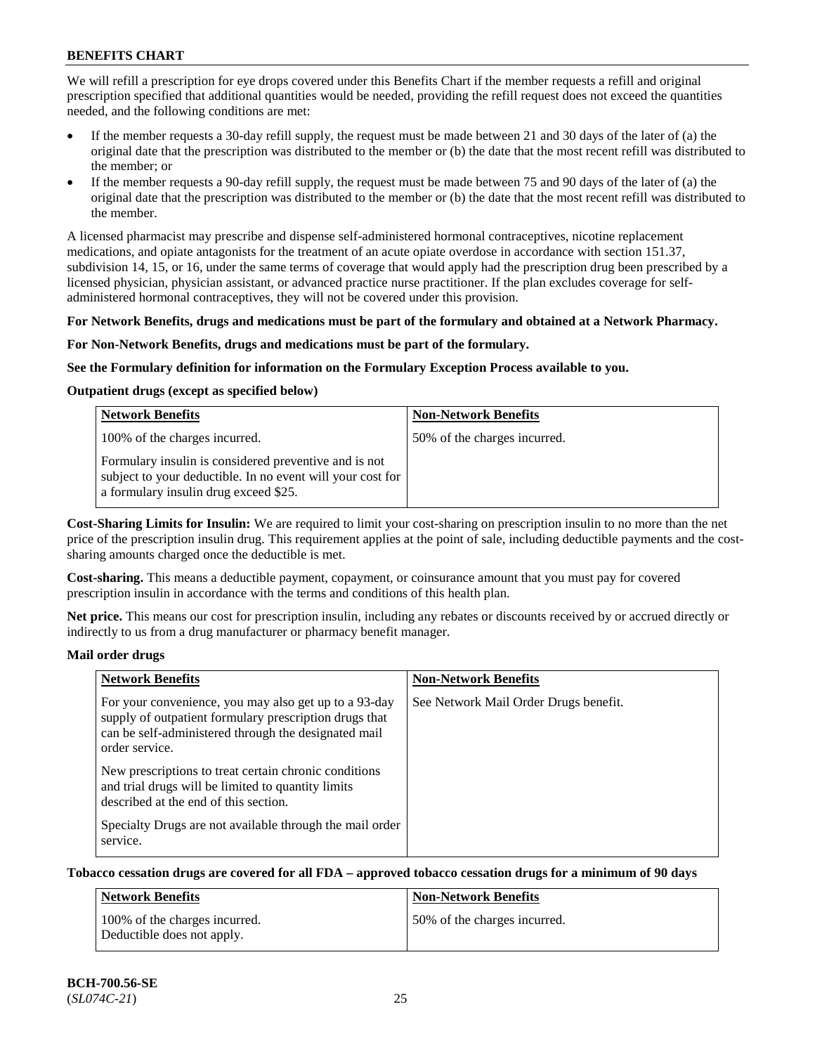We will refill a prescription for eye drops covered under this Benefits Chart if the member requests a refill and original prescription specified that additional quantities would be needed, providing the refill request does not exceed the quantities needed, and the following conditions are met:

- If the member requests a 30-day refill supply, the request must be made between 21 and 30 days of the later of (a) the original date that the prescription was distributed to the member or (b) the date that the most recent refill was distributed to the member; or
- If the member requests a 90-day refill supply, the request must be made between 75 and 90 days of the later of (a) the original date that the prescription was distributed to the member or (b) the date that the most recent refill was distributed to the member.

A licensed pharmacist may prescribe and dispense self-administered hormonal contraceptives, nicotine replacement medications, and opiate antagonists for the treatment of an acute opiate overdose in accordance with section 151.37, subdivision 14, 15, or 16, under the same terms of coverage that would apply had the prescription drug been prescribed by a licensed physician, physician assistant, or advanced practice nurse practitioner. If the plan excludes coverage for self-administered hormonal contraceptives, they will not be covered under this provision.

**For Network Benefits, drugs and medications must be part of the formulary and obtained at a Network Pharmacy.**

**For Non-Network Benefits, drugs and medications must be part of the formulary.**

**See the Formulary definition for information on the Formulary Exception Process available to you.**

**Outpatient drugs (except as specified below)**

| Network Benefits | Non-Network Benefits |
|---|---|
| 100% of the charges incurred.<br><br>Formulary insulin is considered preventive and is not subject to your deductible. In no event will your cost for a formulary insulin drug exceed $25. | 50% of the charges incurred. |

**Cost-Sharing Limits for Insulin:** We are required to limit your cost-sharing on prescription insulin to no more than the net price of the prescription insulin drug. This requirement applies at the point of sale, including deductible payments and the cost-sharing amounts charged once the deductible is met.

**Cost-sharing.** This means a deductible payment, copayment, or coinsurance amount that you must pay for covered prescription insulin in accordance with the terms and conditions of this health plan.

**Net price.** This means our cost for prescription insulin, including any rebates or discounts received by or accrued directly or indirectly to us from a drug manufacturer or pharmacy benefit manager.

**Mail order drugs**

| Network Benefits | Non-Network Benefits |
|---|---|
| For your convenience, you may also get up to a 93-day supply of outpatient formulary prescription drugs that can be self-administered through the designated mail order service.<br><br>New prescriptions to treat certain chronic conditions and trial drugs will be limited to quantity limits described at the end of this section.<br><br>Specialty Drugs are not available through the mail order service. | See Network Mail Order Drugs benefit. |

**Tobacco cessation drugs are covered for all FDA – approved tobacco cessation drugs for a minimum of 90 days**

| Network Benefits | Non-Network Benefits |
|---|---|
| 100% of the charges incurred.<br>Deductible does not apply. | 50% of the charges incurred. |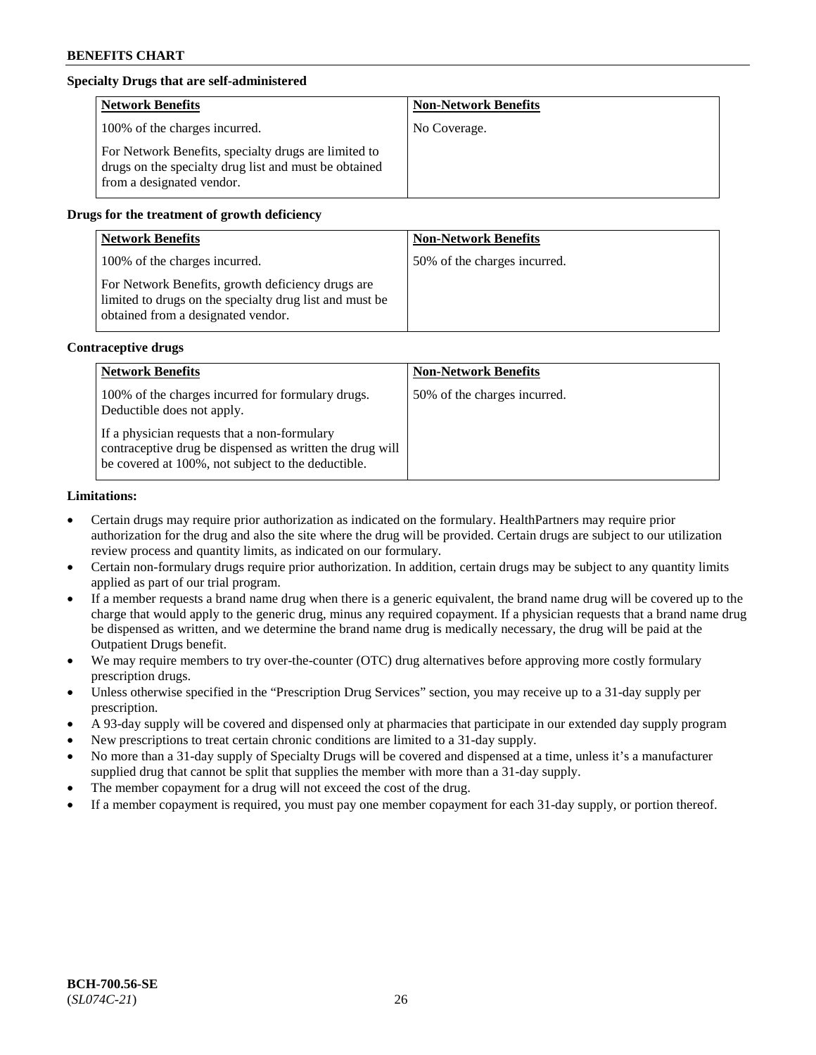### Specialty Drugs that are self-administered

| Network Benefits | Non-Network Benefits |
|---|---|
| 100% of the charges incurred.<br><br>For Network Benefits, specialty drugs are limited to drugs on the specialty drug list and must be obtained from a designated vendor. | No Coverage. |

### Drugs for the treatment of growth deficiency

| Network Benefits | Non-Network Benefits |
|---|---|
| 100% of the charges incurred.<br><br>For Network Benefits, growth deficiency drugs are limited to drugs on the specialty drug list and must be obtained from a designated vendor. | 50% of the charges incurred. |

### Contraceptive drugs

| Network Benefits | Non-Network Benefits |
|---|---|
| 100% of the charges incurred for formulary drugs. Deductible does not apply.<br><br>If a physician requests that a non-formulary contraceptive drug be dispensed as written the drug will be covered at 100%, not subject to the deductible. | 50% of the charges incurred. |

**Limitations:**

- Certain drugs may require prior authorization as indicated on the formulary. HealthPartners may require prior authorization for the drug and also the site where the drug will be provided. Certain drugs are subject to our utilization review process and quantity limits, as indicated on our formulary.
- Certain non-formulary drugs require prior authorization. In addition, certain drugs may be subject to any quantity limits applied as part of our trial program.
- If a member requests a brand name drug when there is a generic equivalent, the brand name drug will be covered up to the charge that would apply to the generic drug, minus any required copayment. If a physician requests that a brand name drug be dispensed as written, and we determine the brand name drug is medically necessary, the drug will be paid at the Outpatient Drugs benefit.
- We may require members to try over-the-counter (OTC) drug alternatives before approving more costly formulary prescription drugs.
- Unless otherwise specified in the "Prescription Drug Services" section, you may receive up to a 31-day supply per prescription.
- A 93-day supply will be covered and dispensed only at pharmacies that participate in our extended day supply program
- New prescriptions to treat certain chronic conditions are limited to a 31-day supply.
- No more than a 31-day supply of Specialty Drugs will be covered and dispensed at a time, unless it's a manufacturer supplied drug that cannot be split that supplies the member with more than a 31-day supply.
- The member copayment for a drug will not exceed the cost of the drug.
- If a member copayment is required, you must pay one member copayment for each 31-day supply, or portion thereof.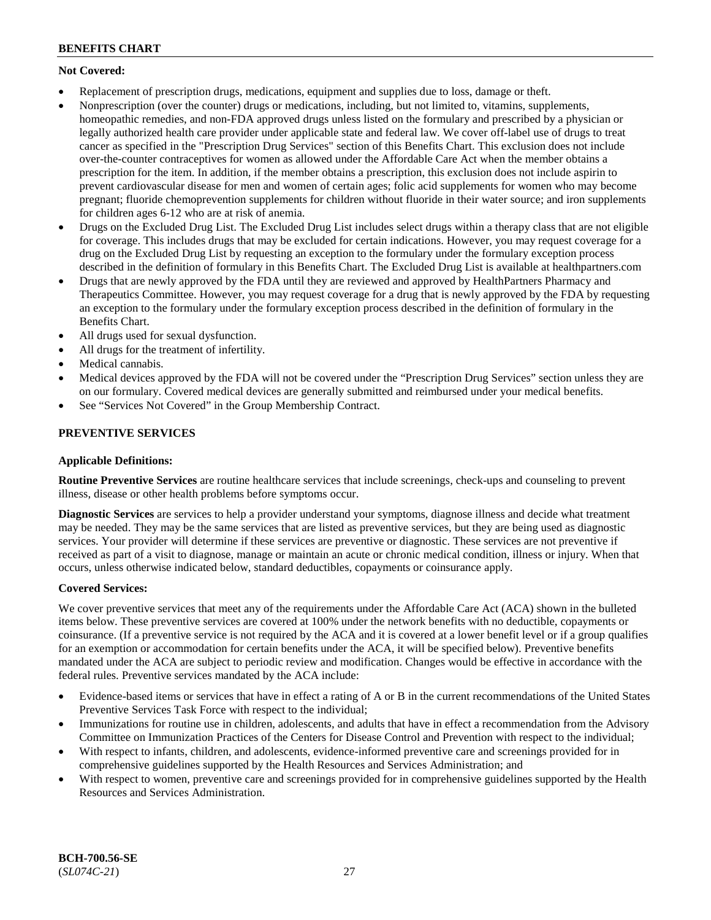**Not Covered:**

- Replacement of prescription drugs, medications, equipment and supplies due to loss, damage or theft.
- Nonprescription (over the counter) drugs or medications, including, but not limited to, vitamins, supplements, homeopathic remedies, and non-FDA approved drugs unless listed on the formulary and prescribed by a physician or legally authorized health care provider under applicable state and federal law. We cover off-label use of drugs to treat cancer as specified in the "Prescription Drug Services" section of this Benefits Chart. This exclusion does not include over-the-counter contraceptives for women as allowed under the Affordable Care Act when the member obtains a prescription for the item. In addition, if the member obtains a prescription, this exclusion does not include aspirin to prevent cardiovascular disease for men and women of certain ages; folic acid supplements for women who may become pregnant; fluoride chemoprevention supplements for children without fluoride in their water source; and iron supplements for children ages 6-12 who are at risk of anemia.
- Drugs on the Excluded Drug List. The Excluded Drug List includes select drugs within a therapy class that are not eligible for coverage. This includes drugs that may be excluded for certain indications. However, you may request coverage for a drug on the Excluded Drug List by requesting an exception to the formulary under the formulary exception process described in the definition of formulary in this Benefits Chart. The Excluded Drug List is available at healthpartners.com
- Drugs that are newly approved by the FDA until they are reviewed and approved by HealthPartners Pharmacy and Therapeutics Committee. However, you may request coverage for a drug that is newly approved by the FDA by requesting an exception to the formulary under the formulary exception process described in the definition of formulary in the Benefits Chart.
- All drugs used for sexual dysfunction.
- All drugs for the treatment of infertility.
- Medical cannabis.
- Medical devices approved by the FDA will not be covered under the "Prescription Drug Services" section unless they are on our formulary. Covered medical devices are generally submitted and reimbursed under your medical benefits.
- See "Services Not Covered" in the Group Membership Contract.

## PREVENTIVE SERVICES

**Applicable Definitions:**

**Routine Preventive Services** are routine healthcare services that include screenings, check-ups and counseling to prevent illness, disease or other health problems before symptoms occur.

**Diagnostic Services** are services to help a provider understand your symptoms, diagnose illness and decide what treatment may be needed. They may be the same services that are listed as preventive services, but they are being used as diagnostic services. Your provider will determine if these services are preventive or diagnostic. These services are not preventive if received as part of a visit to diagnose, manage or maintain an acute or chronic medical condition, illness or injury. When that occurs, unless otherwise indicated below, standard deductibles, copayments or coinsurance apply.

**Covered Services:**

We cover preventive services that meet any of the requirements under the Affordable Care Act (ACA) shown in the bulleted items below. These preventive services are covered at 100% under the network benefits with no deductible, copayments or coinsurance. (If a preventive service is not required by the ACA and it is covered at a lower benefit level or if a group qualifies for an exemption or accommodation for certain benefits under the ACA, it will be specified below). Preventive benefits mandated under the ACA are subject to periodic review and modification. Changes would be effective in accordance with the federal rules. Preventive services mandated by the ACA include:

- Evidence-based items or services that have in effect a rating of A or B in the current recommendations of the United States Preventive Services Task Force with respect to the individual;
- Immunizations for routine use in children, adolescents, and adults that have in effect a recommendation from the Advisory Committee on Immunization Practices of the Centers for Disease Control and Prevention with respect to the individual;
- With respect to infants, children, and adolescents, evidence-informed preventive care and screenings provided for in comprehensive guidelines supported by the Health Resources and Services Administration; and
- With respect to women, preventive care and screenings provided for in comprehensive guidelines supported by the Health Resources and Services Administration.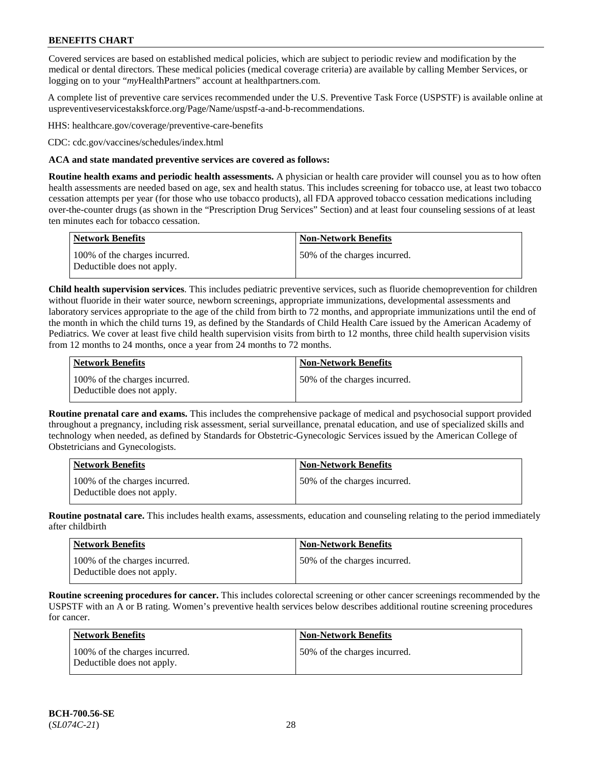Covered services are based on established medical policies, which are subject to periodic review and modification by the medical or dental directors. These medical policies (medical coverage criteria) are available by calling Member Services, or logging on to your "*my*HealthPartners" account at healthpartners.com.

A complete list of preventive care services recommended under the U.S. Preventive Task Force (USPSTF) is available online at uspreventiveservicestakskforce.org/Page/Name/uspstf-a-and-b-recommendations.

HHS: healthcare.gov/coverage/preventive-care-benefits

CDC: cdc.gov/vaccines/schedules/index.html

**ACA and state mandated preventive services are covered as follows:**

**Routine health exams and periodic health assessments.** A physician or health care provider will counsel you as to how often health assessments are needed based on age, sex and health status. This includes screening for tobacco use, at least two tobacco cessation attempts per year (for those who use tobacco products), all FDA approved tobacco cessation medications including over-the-counter drugs (as shown in the "Prescription Drug Services" Section) and at least four counseling sessions of at least ten minutes each for tobacco cessation.

| Network Benefits | Non-Network Benefits |
| --- | --- |
| 100% of the charges incurred. Deductible does not apply. | 50% of the charges incurred. |

**Child health supervision services**. This includes pediatric preventive services, such as fluoride chemoprevention for children without fluoride in their water source, newborn screenings, appropriate immunizations, developmental assessments and laboratory services appropriate to the age of the child from birth to 72 months, and appropriate immunizations until the end of the month in which the child turns 19, as defined by the Standards of Child Health Care issued by the American Academy of Pediatrics. We cover at least five child health supervision visits from birth to 12 months, three child health supervision visits from 12 months to 24 months, once a year from 24 months to 72 months.

| Network Benefits | Non-Network Benefits |
| --- | --- |
| 100% of the charges incurred. Deductible does not apply. | 50% of the charges incurred. |

**Routine prenatal care and exams.** This includes the comprehensive package of medical and psychosocial support provided throughout a pregnancy, including risk assessment, serial surveillance, prenatal education, and use of specialized skills and technology when needed, as defined by Standards for Obstetric-Gynecologic Services issued by the American College of Obstetricians and Gynecologists.

| Network Benefits | Non-Network Benefits |
| --- | --- |
| 100% of the charges incurred. Deductible does not apply. | 50% of the charges incurred. |

**Routine postnatal care.** This includes health exams, assessments, education and counseling relating to the period immediately after childbirth

| Network Benefits | Non-Network Benefits |
| --- | --- |
| 100% of the charges incurred. Deductible does not apply. | 50% of the charges incurred. |

**Routine screening procedures for cancer.** This includes colorectal screening or other cancer screenings recommended by the USPSTF with an A or B rating. Women's preventive health services below describes additional routine screening procedures for cancer.

| Network Benefits | Non-Network Benefits |
| --- | --- |
| 100% of the charges incurred. Deductible does not apply. | 50% of the charges incurred. |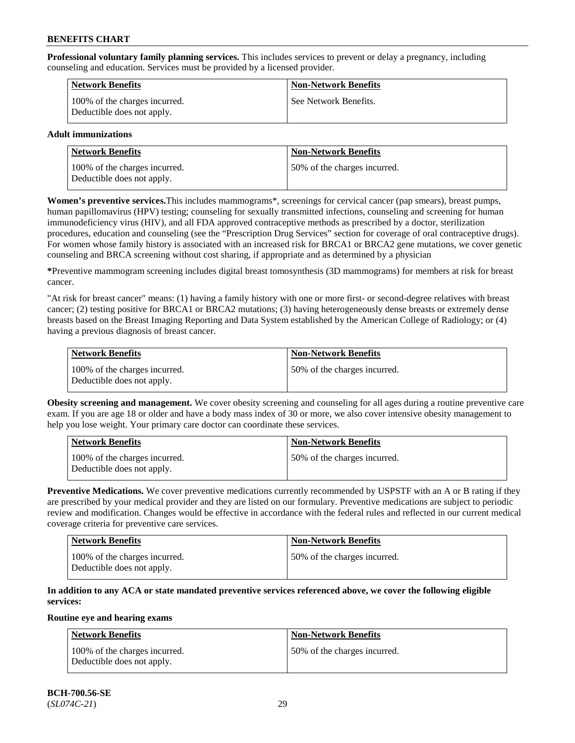**Professional voluntary family planning services.** This includes services to prevent or delay a pregnancy, including counseling and education. Services must be provided by a licensed provider.

| Network Benefits | Non-Network Benefits |
|---|---|
| 100% of the charges incurred. Deductible does not apply. | See Network Benefits. |

**Adult immunizations**

| Network Benefits | Non-Network Benefits |
|---|---|
| 100% of the charges incurred. Deductible does not apply. | 50% of the charges incurred. |

**Women's preventive services.** This includes mammograms*, screenings for cervical cancer (pap smears), breast pumps, human papillomavirus (HPV) testing; counseling for sexually transmitted infections, counseling and screening for human immunodeficiency virus (HIV), and all FDA approved contraceptive methods as prescribed by a doctor, sterilization procedures, education and counseling (see the "Prescription Drug Services" section for coverage of oral contraceptive drugs). For women whose family history is associated with an increased risk for BRCA1 or BRCA2 gene mutations, we cover genetic counseling and BRCA screening without cost sharing, if appropriate and as determined by a physician

**\***Preventive mammogram screening includes digital breast tomosynthesis (3D mammograms) for members at risk for breast cancer.

"At risk for breast cancer" means: (1) having a family history with one or more first- or second-degree relatives with breast cancer; (2) testing positive for BRCA1 or BRCA2 mutations; (3) having heterogeneously dense breasts or extremely dense breasts based on the Breast Imaging Reporting and Data System established by the American College of Radiology; or (4) having a previous diagnosis of breast cancer.

| Network Benefits | Non-Network Benefits |
|---|---|
| 100% of the charges incurred. Deductible does not apply. | 50% of the charges incurred. |

**Obesity screening and management.** We cover obesity screening and counseling for all ages during a routine preventive care exam. If you are age 18 or older and have a body mass index of 30 or more, we also cover intensive obesity management to help you lose weight. Your primary care doctor can coordinate these services.

| Network Benefits | Non-Network Benefits |
|---|---|
| 100% of the charges incurred. Deductible does not apply. | 50% of the charges incurred. |

**Preventive Medications.** We cover preventive medications currently recommended by USPSTF with an A or B rating if they are prescribed by your medical provider and they are listed on our formulary. Preventive medications are subject to periodic review and modification. Changes would be effective in accordance with the federal rules and reflected in our current medical coverage criteria for preventive care services.

| Network Benefits | Non-Network Benefits |
|---|---|
| 100% of the charges incurred. Deductible does not apply. | 50% of the charges incurred. |

**In addition to any ACA or state mandated preventive services referenced above, we cover the following eligible services:**

**Routine eye and hearing exams**

| Network Benefits | Non-Network Benefits |
|---|---|
| 100% of the charges incurred. Deductible does not apply. | 50% of the charges incurred. |

**BCH-700.56-SE**
(*SL074C-21*)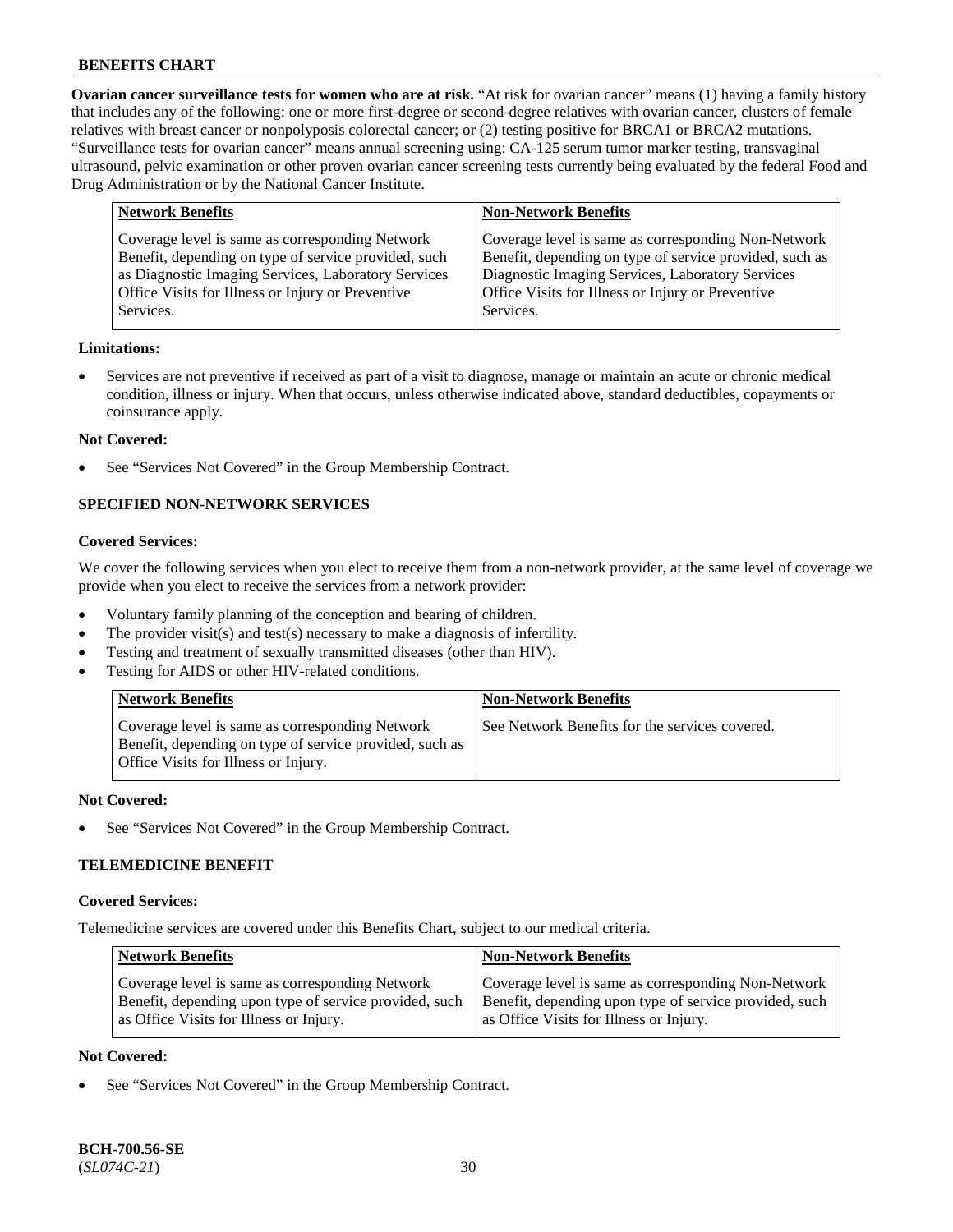**Ovarian cancer surveillance tests for women who are at risk.** "At risk for ovarian cancer" means (1) having a family history that includes any of the following: one or more first-degree or second-degree relatives with ovarian cancer, clusters of female relatives with breast cancer or nonpolyposis colorectal cancer; or (2) testing positive for BRCA1 or BRCA2 mutations. "Surveillance tests for ovarian cancer" means annual screening using: CA-125 serum tumor marker testing, transvaginal ultrasound, pelvic examination or other proven ovarian cancer screening tests currently being evaluated by the federal Food and Drug Administration or by the National Cancer Institute.

| Network Benefits | Non-Network Benefits |
|---|---|
| Coverage level is same as corresponding Network Benefit, depending on type of service provided, such as Diagnostic Imaging Services, Laboratory Services Office Visits for Illness or Injury or Preventive Services. | Coverage level is same as corresponding Non-Network Benefit, depending on type of service provided, such as Diagnostic Imaging Services, Laboratory Services Office Visits for Illness or Injury or Preventive Services. |

**Limitations:**

- Services are not preventive if received as part of a visit to diagnose, manage or maintain an acute or chronic medical condition, illness or injury. When that occurs, unless otherwise indicated above, standard deductibles, copayments or coinsurance apply.

**Not Covered:**

- See "Services Not Covered" in the Group Membership Contract.

## SPECIFIED NON-NETWORK SERVICES

**Covered Services:**

We cover the following services when you elect to receive them from a non-network provider, at the same level of coverage we provide when you elect to receive the services from a network provider:

- Voluntary family planning of the conception and bearing of children.
- The provider visit(s) and test(s) necessary to make a diagnosis of infertility.
- Testing and treatment of sexually transmitted diseases (other than HIV).
- Testing for AIDS or other HIV-related conditions.

| Network Benefits | Non-Network Benefits |
|---|---|
| Coverage level is same as corresponding Network Benefit, depending on type of service provided, such as Office Visits for Illness or Injury. | See Network Benefits for the services covered. |

**Not Covered:**

- See "Services Not Covered" in the Group Membership Contract.

## TELEMEDICINE BENEFIT

**Covered Services:**

Telemedicine services are covered under this Benefits Chart, subject to our medical criteria.

| Network Benefits | Non-Network Benefits |
|---|---|
| Coverage level is same as corresponding Network Benefit, depending upon type of service provided, such as Office Visits for Illness or Injury. | Coverage level is same as corresponding Non-Network Benefit, depending upon type of service provided, such as Office Visits for Illness or Injury. |

**Not Covered:**

- See "Services Not Covered" in the Group Membership Contract.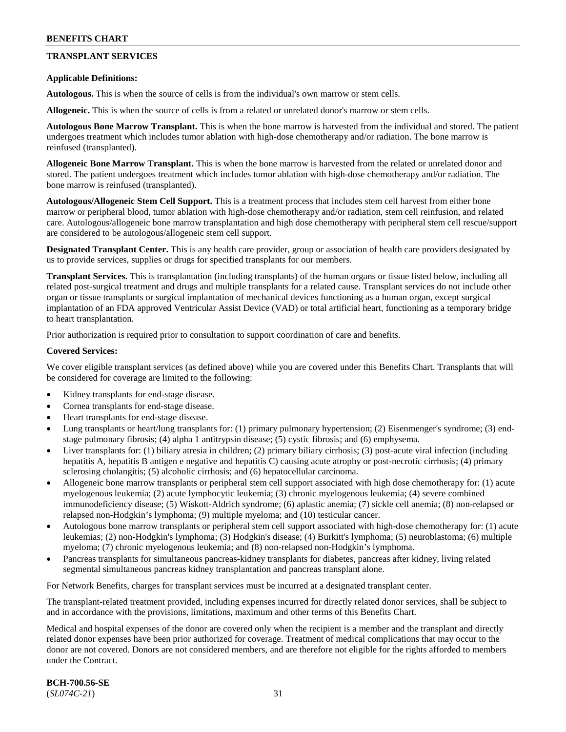## TRANSPLANT SERVICES

**Applicable Definitions:**

**Autologous.** This is when the source of cells is from the individual's own marrow or stem cells.

**Allogeneic.** This is when the source of cells is from a related or unrelated donor's marrow or stem cells.

**Autologous Bone Marrow Transplant.** This is when the bone marrow is harvested from the individual and stored. The patient undergoes treatment which includes tumor ablation with high-dose chemotherapy and/or radiation. The bone marrow is reinfused (transplanted).

**Allogeneic Bone Marrow Transplant.** This is when the bone marrow is harvested from the related or unrelated donor and stored. The patient undergoes treatment which includes tumor ablation with high-dose chemotherapy and/or radiation. The bone marrow is reinfused (transplanted).

**Autologous/Allogeneic Stem Cell Support.** This is a treatment process that includes stem cell harvest from either bone marrow or peripheral blood, tumor ablation with high-dose chemotherapy and/or radiation, stem cell reinfusion, and related care. Autologous/allogeneic bone marrow transplantation and high dose chemotherapy with peripheral stem cell rescue/support are considered to be autologous/allogeneic stem cell support.

**Designated Transplant Center.** This is any health care provider, group or association of health care providers designated by us to provide services, supplies or drugs for specified transplants for our members.

**Transplant Services.** This is transplantation (including transplants) of the human organs or tissue listed below, including all related post-surgical treatment and drugs and multiple transplants for a related cause. Transplant services do not include other organ or tissue transplants or surgical implantation of mechanical devices functioning as a human organ, except surgical implantation of an FDA approved Ventricular Assist Device (VAD) or total artificial heart, functioning as a temporary bridge to heart transplantation.

Prior authorization is required prior to consultation to support coordination of care and benefits.

**Covered Services:**

We cover eligible transplant services (as defined above) while you are covered under this Benefits Chart. Transplants that will be considered for coverage are limited to the following:

- Kidney transplants for end-stage disease.
- Cornea transplants for end-stage disease.
- Heart transplants for end-stage disease.
- Lung transplants or heart/lung transplants for: (1) primary pulmonary hypertension; (2) Eisenmenger's syndrome; (3) end-stage pulmonary fibrosis; (4) alpha 1 antitrypsin disease; (5) cystic fibrosis; and (6) emphysema.
- Liver transplants for: (1) biliary atresia in children; (2) primary biliary cirrhosis; (3) post-acute viral infection (including hepatitis A, hepatitis B antigen e negative and hepatitis C) causing acute atrophy or post-necrotic cirrhosis; (4) primary sclerosing cholangitis; (5) alcoholic cirrhosis; and (6) hepatocellular carcinoma.
- Allogeneic bone marrow transplants or peripheral stem cell support associated with high dose chemotherapy for: (1) acute myelogenous leukemia; (2) acute lymphocytic leukemia; (3) chronic myelogenous leukemia; (4) severe combined immunodeficiency disease; (5) Wiskott-Aldrich syndrome; (6) aplastic anemia; (7) sickle cell anemia; (8) non-relapsed or relapsed non-Hodgkin's lymphoma; (9) multiple myeloma; and (10) testicular cancer.
- Autologous bone marrow transplants or peripheral stem cell support associated with high-dose chemotherapy for: (1) acute leukemias; (2) non-Hodgkin's lymphoma; (3) Hodgkin's disease; (4) Burkitt's lymphoma; (5) neuroblastoma; (6) multiple myeloma; (7) chronic myelogenous leukemia; and (8) non-relapsed non-Hodgkin's lymphoma.
- Pancreas transplants for simultaneous pancreas-kidney transplants for diabetes, pancreas after kidney, living related segmental simultaneous pancreas kidney transplantation and pancreas transplant alone.

For Network Benefits, charges for transplant services must be incurred at a designated transplant center.

The transplant-related treatment provided, including expenses incurred for directly related donor services, shall be subject to and in accordance with the provisions, limitations, maximum and other terms of this Benefits Chart.

Medical and hospital expenses of the donor are covered only when the recipient is a member and the transplant and directly related donor expenses have been prior authorized for coverage. Treatment of medical complications that may occur to the donor are not covered. Donors are not considered members, and are therefore not eligible for the rights afforded to members under the Contract.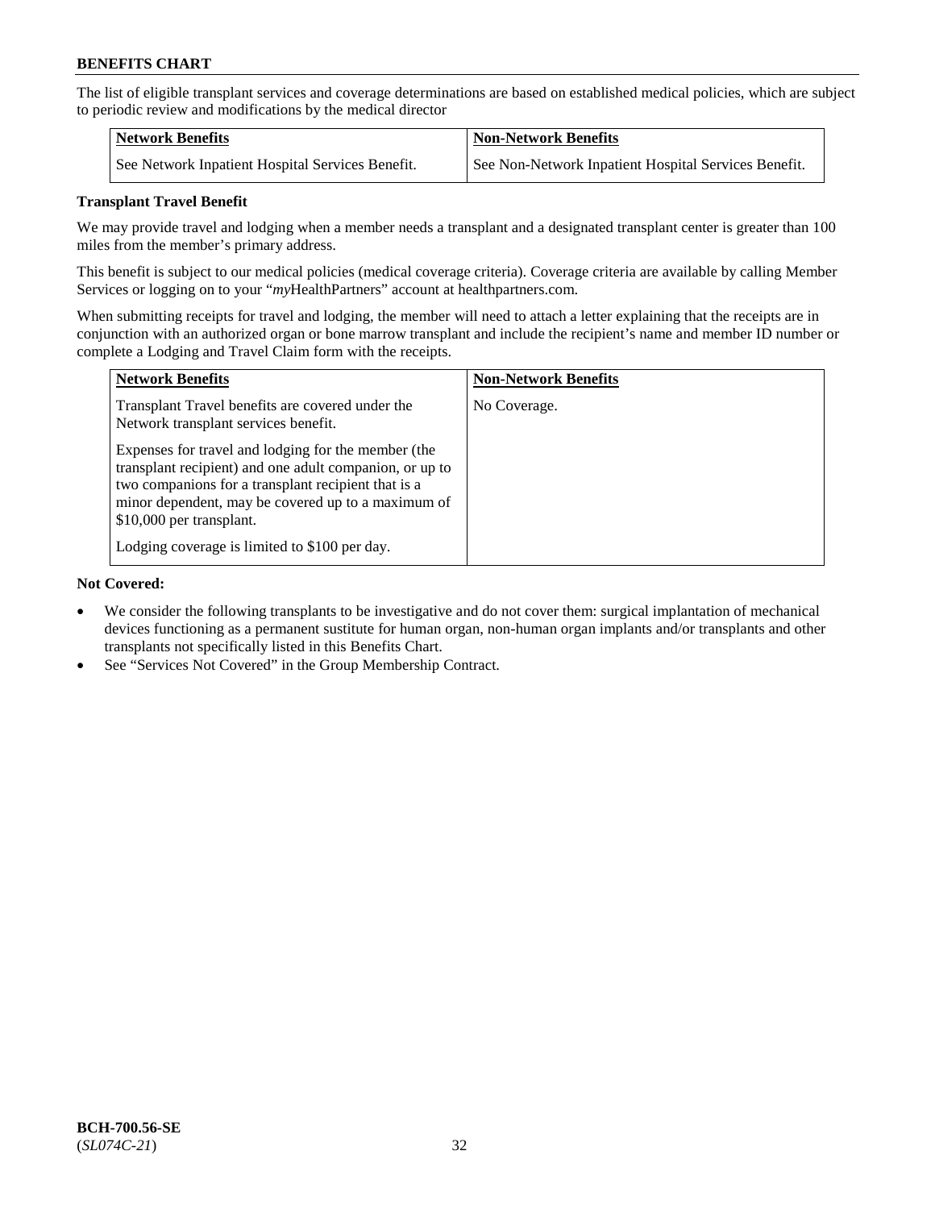The list of eligible transplant services and coverage determinations are based on established medical policies, which are subject to periodic review and modifications by the medical director

| Network Benefits | Non-Network Benefits |
|---|---|
| See Network Inpatient Hospital Services Benefit. | See Non-Network Inpatient Hospital Services Benefit. |

**Transplant Travel Benefit**

We may provide travel and lodging when a member needs a transplant and a designated transplant center is greater than 100 miles from the member's primary address.

This benefit is subject to our medical policies (medical coverage criteria). Coverage criteria are available by calling Member Services or logging on to your "*my*HealthPartners" account at healthpartners.com.

When submitting receipts for travel and lodging, the member will need to attach a letter explaining that the receipts are in conjunction with an authorized organ or bone marrow transplant and include the recipient's name and member ID number or complete a Lodging and Travel Claim form with the receipts.

| Network Benefits | Non-Network Benefits |
|---|---|
| Transplant Travel benefits are covered under the Network transplant services benefit.<br><br>Expenses for travel and lodging for the member (the transplant recipient) and one adult companion, or up to two companions for a transplant recipient that is a minor dependent, may be covered up to a maximum of $10,000 per transplant.<br><br>Lodging coverage is limited to $100 per day. | No Coverage. |

**Not Covered:**

- We consider the following transplants to be investigative and do not cover them: surgical implantation of mechanical devices functioning as a permanent sustitute for human organ, non-human organ implants and/or transplants and other transplants not specifically listed in this Benefits Chart.
- See "Services Not Covered" in the Group Membership Contract.